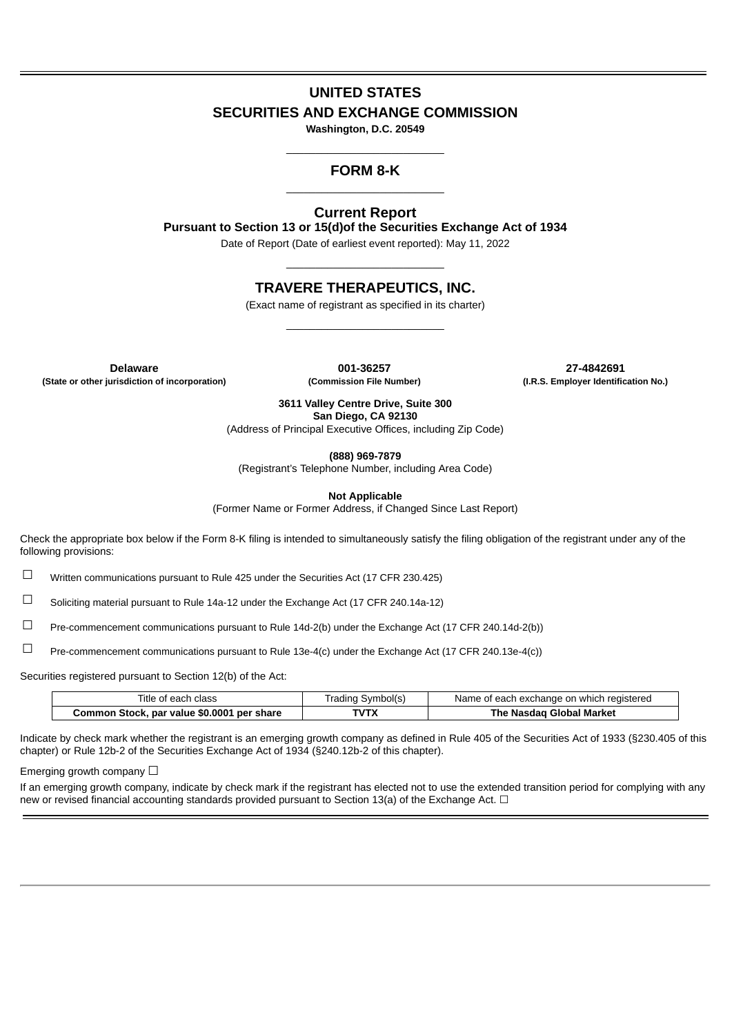# UNITED STATES
# SECURITIES AND EXCHANGE COMMISSION

**Washington, D.C. 20549**

---

## FORM 8-K

---

### Current Report

**Pursuant to Section 13 or 15(d)of the Securities Exchange Act of 1934**

Date of Report (Date of earliest event reported): May 11, 2022

---

## TRAVERE THERAPEUTICS, INC.

(Exact name of registrant as specified in its charter)

---

| **Delaware** | **001-36257** | **27-4842691** |
|---|---|---|
| **(State or other jurisdiction of incorporation)** | **(Commission File Number)** | **(I.R.S. Employer Identification No.)** |

**3611 Valley Centre Drive, Suite 300**
**San Diego, CA 92130**
(Address of Principal Executive Offices, including Zip Code)

**(888) 969-7879**
(Registrant's Telephone Number, including Area Code)

**Not Applicable**
(Former Name or Former Address, if Changed Since Last Report)

Check the appropriate box below if the Form 8-K filing is intended to simultaneously satisfy the filing obligation of the registrant under any of the following provisions:

☐ Written communications pursuant to Rule 425 under the Securities Act (17 CFR 230.425)

☐ Soliciting material pursuant to Rule 14a-12 under the Exchange Act (17 CFR 240.14a-12)

☐ Pre-commencement communications pursuant to Rule 14d-2(b) under the Exchange Act (17 CFR 240.14d-2(b))

☐ Pre-commencement communications pursuant to Rule 13e-4(c) under the Exchange Act (17 CFR 240.13e-4(c))

Securities registered pursuant to Section 12(b) of the Act:

| Title of each class | Trading Symbol(s) | Name of each exchange on which registered |
|---|---|---|
| **Common Stock, par value $0.0001 per share** | **TVTX** | **The Nasdaq Global Market** |

Indicate by check mark whether the registrant is an emerging growth company as defined in Rule 405 of the Securities Act of 1933 (§230.405 of this chapter) or Rule 12b-2 of the Securities Exchange Act of 1934 (§240.12b-2 of this chapter).

Emerging growth company ☐

If an emerging growth company, indicate by check mark if the registrant has elected not to use the extended transition period for complying with any new or revised financial accounting standards provided pursuant to Section 13(a) of the Exchange Act. ☐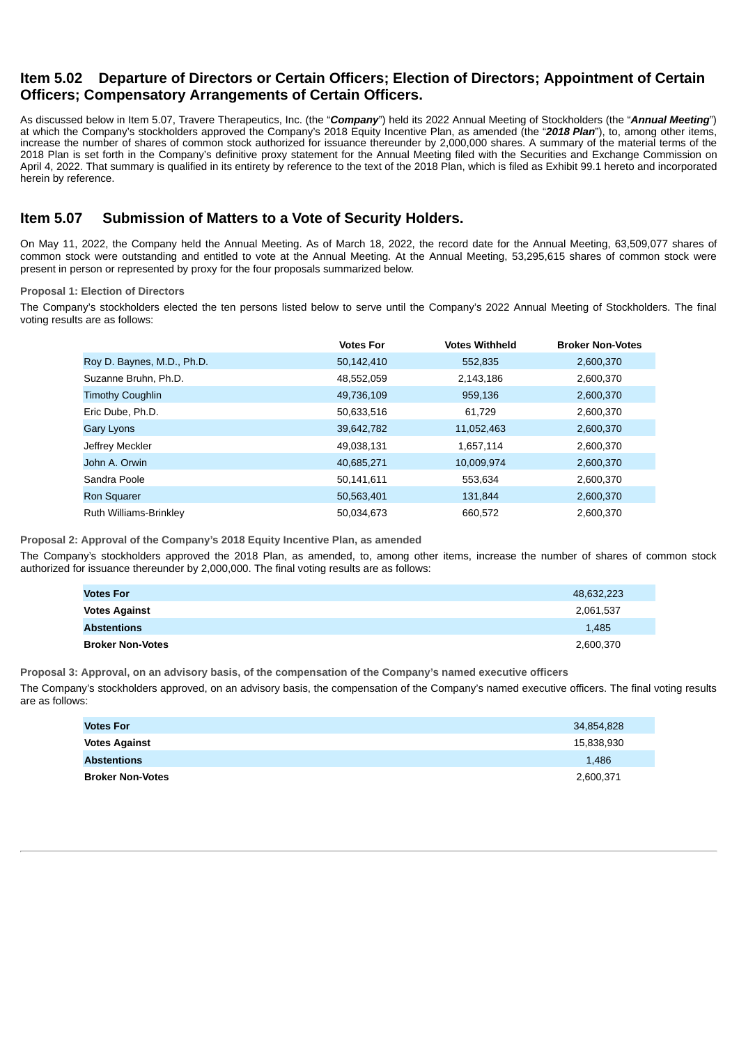## Item 5.02 Departure of Directors or Certain Officers; Election of Directors; Appointment of Certain Officers; Compensatory Arrangements of Certain Officers.

As discussed below in Item 5.07, Travere Therapeutics, Inc. (the "***Company***") held its 2022 Annual Meeting of Stockholders (the "***Annual Meeting***") at which the Company's stockholders approved the Company's 2018 Equity Incentive Plan, as amended (the "***2018 Plan***"), to, among other items, increase the number of shares of common stock authorized for issuance thereunder by 2,000,000 shares. A summary of the material terms of the 2018 Plan is set forth in the Company's definitive proxy statement for the Annual Meeting filed with the Securities and Exchange Commission on April 4, 2022. That summary is qualified in its entirety by reference to the text of the 2018 Plan, which is filed as Exhibit 99.1 hereto and incorporated herein by reference.

## Item 5.07 Submission of Matters to a Vote of Security Holders.

On May 11, 2022, the Company held the Annual Meeting. As of March 18, 2022, the record date for the Annual Meeting, 63,509,077 shares of common stock were outstanding and entitled to vote at the Annual Meeting. At the Annual Meeting, 53,295,615 shares of common stock were present in person or represented by proxy for the four proposals summarized below.

**Proposal 1: Election of Directors**

The Company's stockholders elected the ten persons listed below to serve until the Company's 2022 Annual Meeting of Stockholders. The final voting results are as follows:

| | Votes For | Votes Withheld | Broker Non-Votes |
|---|---|---|---|
| Roy D. Baynes, M.D., Ph.D. | 50,142,410 | 552,835 | 2,600,370 |
| Suzanne Bruhn, Ph.D. | 48,552,059 | 2,143,186 | 2,600,370 |
| Timothy Coughlin | 49,736,109 | 959,136 | 2,600,370 |
| Eric Dube, Ph.D. | 50,633,516 | 61,729 | 2,600,370 |
| Gary Lyons | 39,642,782 | 11,052,463 | 2,600,370 |
| Jeffrey Meckler | 49,038,131 | 1,657,114 | 2,600,370 |
| John A. Orwin | 40,685,271 | 10,009,974 | 2,600,370 |
| Sandra Poole | 50,141,611 | 553,634 | 2,600,370 |
| Ron Squarer | 50,563,401 | 131,844 | 2,600,370 |
| Ruth Williams-Brinkley | 50,034,673 | 660,572 | 2,600,370 |

**Proposal 2: Approval of the Company's 2018 Equity Incentive Plan, as amended**

The Company's stockholders approved the 2018 Plan, as amended, to, among other items, increase the number of shares of common stock authorized for issuance thereunder by 2,000,000. The final voting results are as follows:

| | |
|---|---|
| **Votes For** | 48,632,223 |
| **Votes Against** | 2,061,537 |
| **Abstentions** | 1,485 |
| **Broker Non-Votes** | 2,600,370 |

**Proposal 3: Approval, on an advisory basis, of the compensation of the Company's named executive officers**

The Company's stockholders approved, on an advisory basis, the compensation of the Company's named executive officers. The final voting results are as follows:

| | |
|---|---|
| **Votes For** | 34,854,828 |
| **Votes Against** | 15,838,930 |
| **Abstentions** | 1,486 |
| **Broker Non-Votes** | 2,600,371 |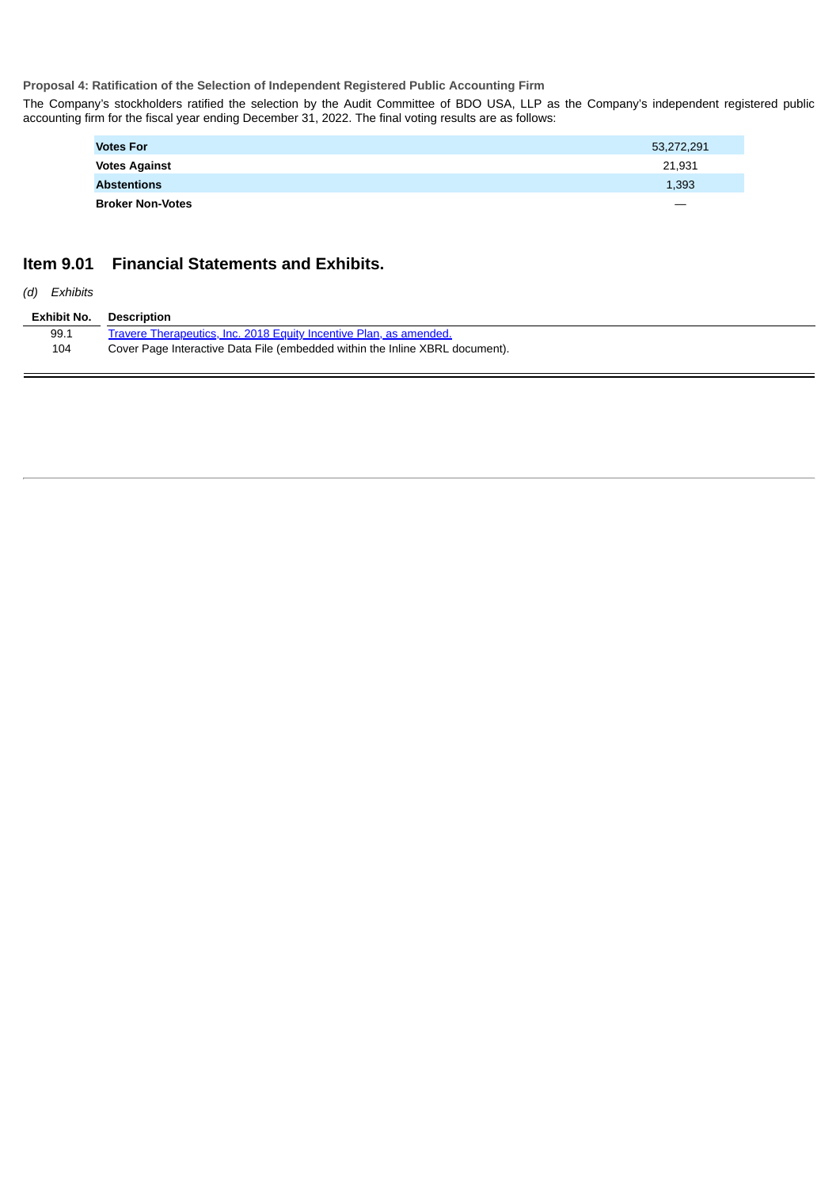**Proposal 4: Ratification of the Selection of Independent Registered Public Accounting Firm**

The Company's stockholders ratified the selection by the Audit Committee of BDO USA, LLP as the Company's independent registered public accounting firm for the fiscal year ending December 31, 2022. The final voting results are as follows:

| | |
|---|---|
| **Votes For** | 53,272,291 |
| **Votes Against** | 21,931 |
| **Abstentions** | 1,393 |
| **Broker Non-Votes** | — |

## Item 9.01 Financial Statements and Exhibits.

*(d) Exhibits*

| Exhibit No. | Description |
|---|---|
| 99.1 | Travere Therapeutics, Inc. 2018 Equity Incentive Plan, as amended. |
| 104 | Cover Page Interactive Data File (embedded within the Inline XBRL document). |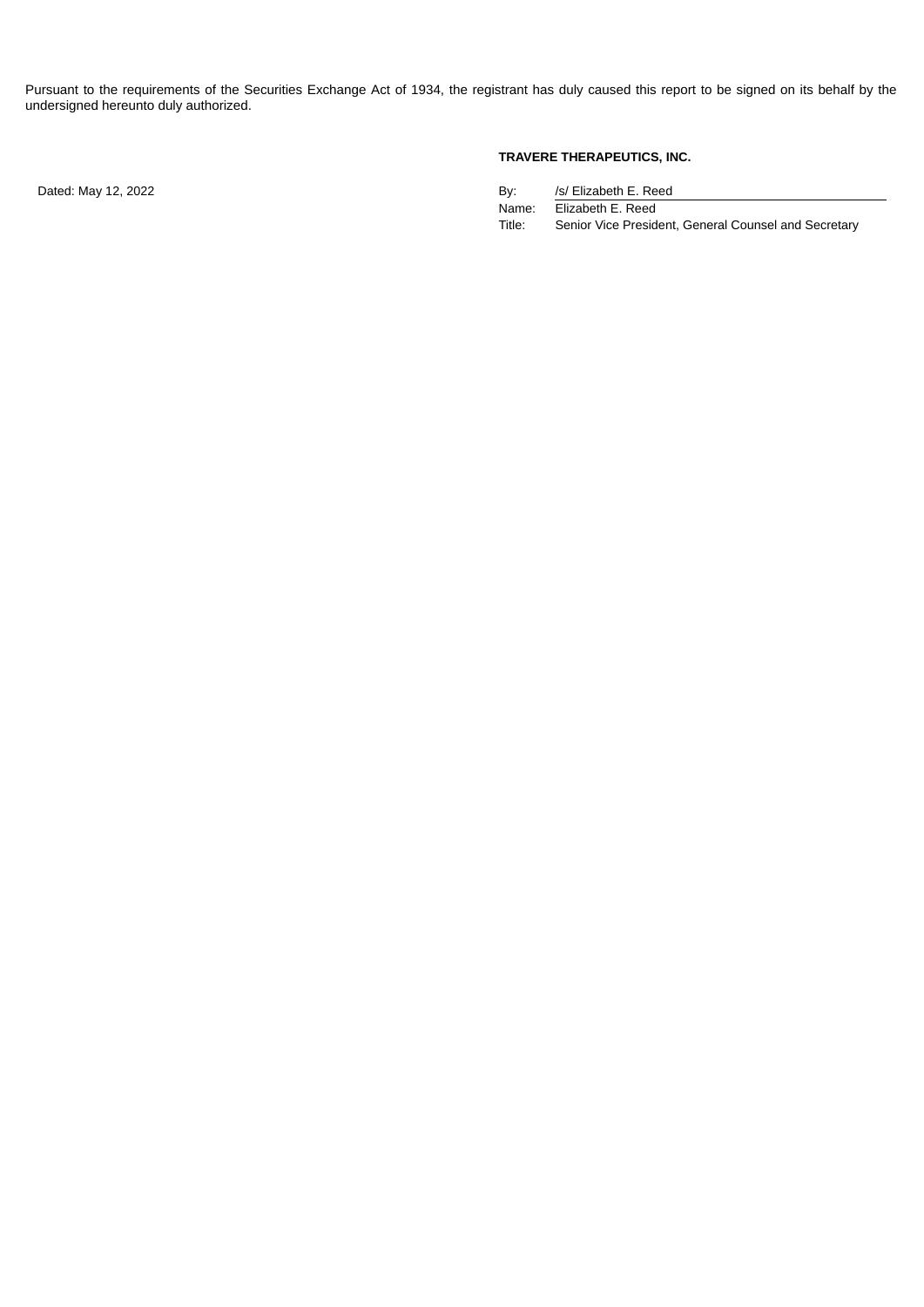Pursuant to the requirements of the Securities Exchange Act of 1934, the registrant has duly caused this report to be signed on its behalf by the undersigned hereunto duly authorized.

**TRAVERE THERAPEUTICS, INC.**

Dated: May 12, 2022

| | |
|---|---|
| By: | /s/ Elizabeth E. Reed |
| Name: | Elizabeth E. Reed |
| Title: | Senior Vice President, General Counsel and Secretary |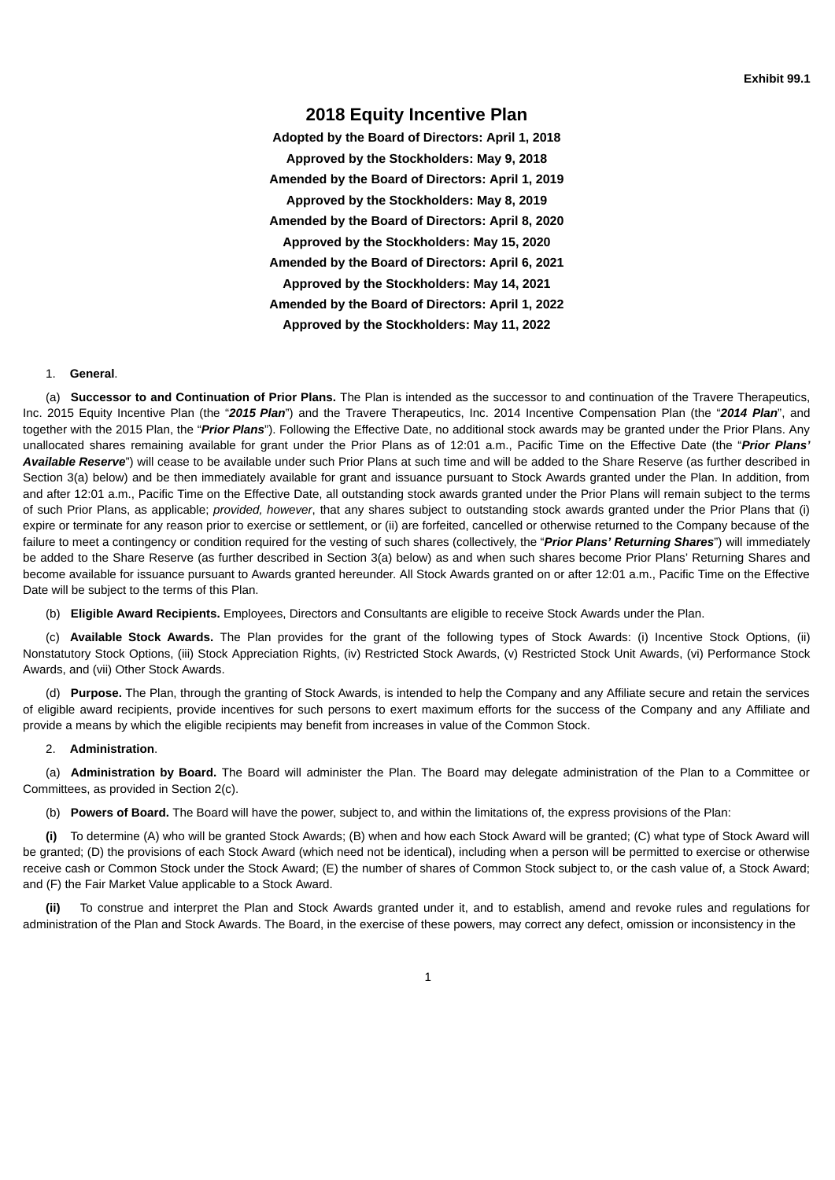Exhibit 99.1

# 2018 Equity Incentive Plan

**Adopted by the Board of Directors: April 1, 2018**

**Approved by the Stockholders: May 9, 2018**

**Amended by the Board of Directors: April 1, 2019**

**Approved by the Stockholders: May 8, 2019**

**Amended by the Board of Directors: April 8, 2020**

**Approved by the Stockholders: May 15, 2020**

**Amended by the Board of Directors: April 6, 2021**

**Approved by the Stockholders: May 14, 2021**

**Amended by the Board of Directors: April 1, 2022**

**Approved by the Stockholders: May 11, 2022**

1. **General**.

(a) **Successor to and Continuation of Prior Plans.** The Plan is intended as the successor to and continuation of the Travere Therapeutics, Inc. 2015 Equity Incentive Plan (the "***2015 Plan***") and the Travere Therapeutics, Inc. 2014 Incentive Compensation Plan (the "***2014 Plan***", and together with the 2015 Plan, the "***Prior Plans***"). Following the Effective Date, no additional stock awards may be granted under the Prior Plans. Any unallocated shares remaining available for grant under the Prior Plans as of 12:01 a.m., Pacific Time on the Effective Date (the "***Prior Plans' Available Reserve***") will cease to be available under such Prior Plans at such time and will be added to the Share Reserve (as further described in Section 3(a) below) and be then immediately available for grant and issuance pursuant to Stock Awards granted under the Plan. In addition, from and after 12:01 a.m., Pacific Time on the Effective Date, all outstanding stock awards granted under the Prior Plans will remain subject to the terms of such Prior Plans, as applicable; *provided, however*, that any shares subject to outstanding stock awards granted under the Prior Plans that (i) expire or terminate for any reason prior to exercise or settlement, or (ii) are forfeited, cancelled or otherwise returned to the Company because of the failure to meet a contingency or condition required for the vesting of such shares (collectively, the "***Prior Plans' Returning Shares***") will immediately be added to the Share Reserve (as further described in Section 3(a) below) as and when such shares become Prior Plans' Returning Shares and become available for issuance pursuant to Awards granted hereunder. All Stock Awards granted on or after 12:01 a.m., Pacific Time on the Effective Date will be subject to the terms of this Plan.

(b) **Eligible Award Recipients.** Employees, Directors and Consultants are eligible to receive Stock Awards under the Plan.

(c) **Available Stock Awards.** The Plan provides for the grant of the following types of Stock Awards: (i) Incentive Stock Options, (ii) Nonstatutory Stock Options, (iii) Stock Appreciation Rights, (iv) Restricted Stock Awards, (v) Restricted Stock Unit Awards, (vi) Performance Stock Awards, and (vii) Other Stock Awards.

(d) **Purpose.** The Plan, through the granting of Stock Awards, is intended to help the Company and any Affiliate secure and retain the services of eligible award recipients, provide incentives for such persons to exert maximum efforts for the success of the Company and any Affiliate and provide a means by which the eligible recipients may benefit from increases in value of the Common Stock.

2. **Administration**.

(a) **Administration by Board.** The Board will administer the Plan. The Board may delegate administration of the Plan to a Committee or Committees, as provided in Section 2(c).

(b) **Powers of Board.** The Board will have the power, subject to, and within the limitations of, the express provisions of the Plan:

**(i)** To determine (A) who will be granted Stock Awards; (B) when and how each Stock Award will be granted; (C) what type of Stock Award will be granted; (D) the provisions of each Stock Award (which need not be identical), including when a person will be permitted to exercise or otherwise receive cash or Common Stock under the Stock Award; (E) the number of shares of Common Stock subject to, or the cash value of, a Stock Award; and (F) the Fair Market Value applicable to a Stock Award.

**(ii)** To construe and interpret the Plan and Stock Awards granted under it, and to establish, amend and revoke rules and regulations for administration of the Plan and Stock Awards. The Board, in the exercise of these powers, may correct any defect, omission or inconsistency in the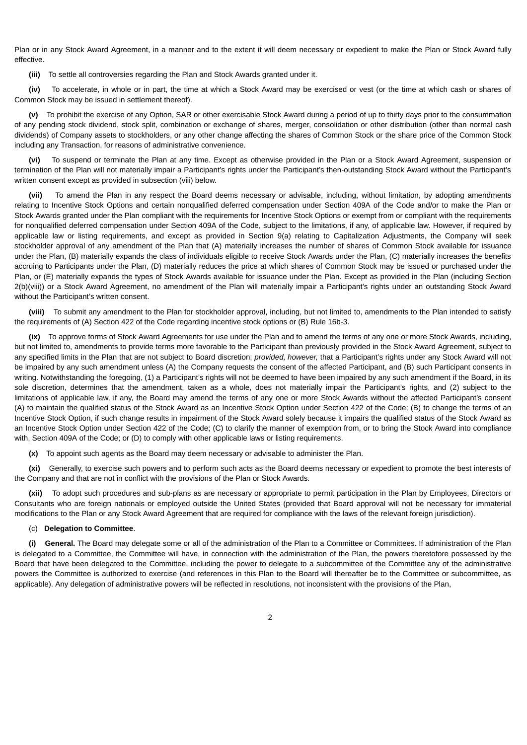Plan or in any Stock Award Agreement, in a manner and to the extent it will deem necessary or expedient to make the Plan or Stock Award fully effective.

**(iii)** To settle all controversies regarding the Plan and Stock Awards granted under it.

**(iv)** To accelerate, in whole or in part, the time at which a Stock Award may be exercised or vest (or the time at which cash or shares of Common Stock may be issued in settlement thereof).

**(v)** To prohibit the exercise of any Option, SAR or other exercisable Stock Award during a period of up to thirty days prior to the consummation of any pending stock dividend, stock split, combination or exchange of shares, merger, consolidation or other distribution (other than normal cash dividends) of Company assets to stockholders, or any other change affecting the shares of Common Stock or the share price of the Common Stock including any Transaction, for reasons of administrative convenience.

**(vi)** To suspend or terminate the Plan at any time. Except as otherwise provided in the Plan or a Stock Award Agreement, suspension or termination of the Plan will not materially impair a Participant's rights under the Participant's then-outstanding Stock Award without the Participant's written consent except as provided in subsection (viii) below.

**(vii)** To amend the Plan in any respect the Board deems necessary or advisable, including, without limitation, by adopting amendments relating to Incentive Stock Options and certain nonqualified deferred compensation under Section 409A of the Code and/or to make the Plan or Stock Awards granted under the Plan compliant with the requirements for Incentive Stock Options or exempt from or compliant with the requirements for nonqualified deferred compensation under Section 409A of the Code, subject to the limitations, if any, of applicable law. However, if required by applicable law or listing requirements, and except as provided in Section 9(a) relating to Capitalization Adjustments, the Company will seek stockholder approval of any amendment of the Plan that (A) materially increases the number of shares of Common Stock available for issuance under the Plan, (B) materially expands the class of individuals eligible to receive Stock Awards under the Plan, (C) materially increases the benefits accruing to Participants under the Plan, (D) materially reduces the price at which shares of Common Stock may be issued or purchased under the Plan, or (E) materially expands the types of Stock Awards available for issuance under the Plan. Except as provided in the Plan (including Section 2(b)(viii)) or a Stock Award Agreement, no amendment of the Plan will materially impair a Participant's rights under an outstanding Stock Award without the Participant's written consent.

**(viii)** To submit any amendment to the Plan for stockholder approval, including, but not limited to, amendments to the Plan intended to satisfy the requirements of (A) Section 422 of the Code regarding incentive stock options or (B) Rule 16b-3.

**(ix)** To approve forms of Stock Award Agreements for use under the Plan and to amend the terms of any one or more Stock Awards, including, but not limited to, amendments to provide terms more favorable to the Participant than previously provided in the Stock Award Agreement, subject to any specified limits in the Plan that are not subject to Board discretion; *provided, however,* that a Participant's rights under any Stock Award will not be impaired by any such amendment unless (A) the Company requests the consent of the affected Participant, and (B) such Participant consents in writing. Notwithstanding the foregoing, (1) a Participant's rights will not be deemed to have been impaired by any such amendment if the Board, in its sole discretion, determines that the amendment, taken as a whole, does not materially impair the Participant's rights, and (2) subject to the limitations of applicable law, if any, the Board may amend the terms of any one or more Stock Awards without the affected Participant's consent (A) to maintain the qualified status of the Stock Award as an Incentive Stock Option under Section 422 of the Code; (B) to change the terms of an Incentive Stock Option, if such change results in impairment of the Stock Award solely because it impairs the qualified status of the Stock Award as an Incentive Stock Option under Section 422 of the Code; (C) to clarify the manner of exemption from, or to bring the Stock Award into compliance with, Section 409A of the Code; or (D) to comply with other applicable laws or listing requirements.

**(x)** To appoint such agents as the Board may deem necessary or advisable to administer the Plan.

**(xi)** Generally, to exercise such powers and to perform such acts as the Board deems necessary or expedient to promote the best interests of the Company and that are not in conflict with the provisions of the Plan or Stock Awards.

**(xii)** To adopt such procedures and sub-plans as are necessary or appropriate to permit participation in the Plan by Employees, Directors or Consultants who are foreign nationals or employed outside the United States (provided that Board approval will not be necessary for immaterial modifications to the Plan or any Stock Award Agreement that are required for compliance with the laws of the relevant foreign jurisdiction).

(c) **Delegation to Committee**.

**(i) General.** The Board may delegate some or all of the administration of the Plan to a Committee or Committees. If administration of the Plan is delegated to a Committee, the Committee will have, in connection with the administration of the Plan, the powers theretofore possessed by the Board that have been delegated to the Committee, including the power to delegate to a subcommittee of the Committee any of the administrative powers the Committee is authorized to exercise (and references in this Plan to the Board will thereafter be to the Committee or subcommittee, as applicable). Any delegation of administrative powers will be reflected in resolutions, not inconsistent with the provisions of the Plan,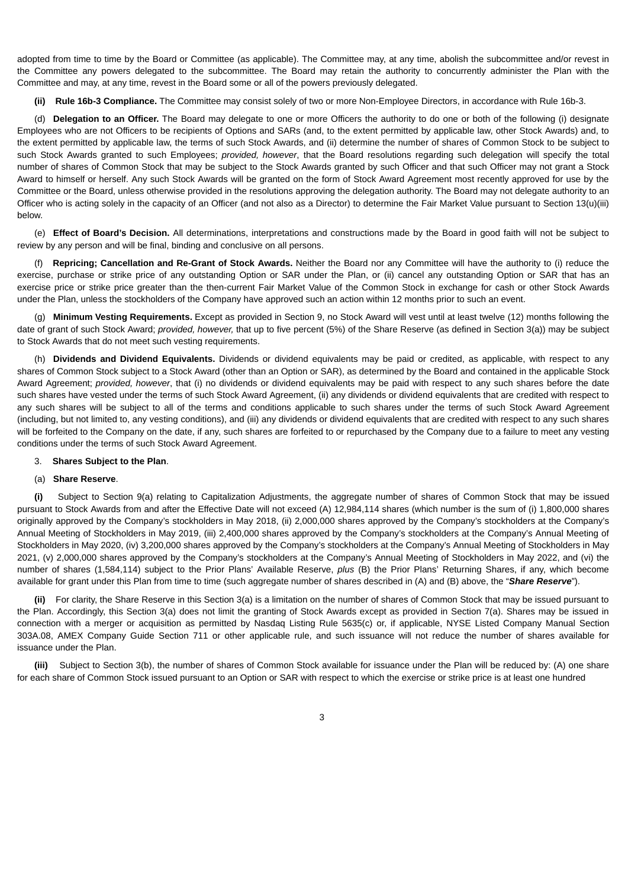adopted from time to time by the Board or Committee (as applicable). The Committee may, at any time, abolish the subcommittee and/or revest in the Committee any powers delegated to the subcommittee. The Board may retain the authority to concurrently administer the Plan with the Committee and may, at any time, revest in the Board some or all of the powers previously delegated.

**(ii) Rule 16b-3 Compliance.** The Committee may consist solely of two or more Non-Employee Directors, in accordance with Rule 16b-3.

(d) **Delegation to an Officer.** The Board may delegate to one or more Officers the authority to do one or both of the following (i) designate Employees who are not Officers to be recipients of Options and SARs (and, to the extent permitted by applicable law, other Stock Awards) and, to the extent permitted by applicable law, the terms of such Stock Awards, and (ii) determine the number of shares of Common Stock to be subject to such Stock Awards granted to such Employees; *provided, however*, that the Board resolutions regarding such delegation will specify the total number of shares of Common Stock that may be subject to the Stock Awards granted by such Officer and that such Officer may not grant a Stock Award to himself or herself. Any such Stock Awards will be granted on the form of Stock Award Agreement most recently approved for use by the Committee or the Board, unless otherwise provided in the resolutions approving the delegation authority. The Board may not delegate authority to an Officer who is acting solely in the capacity of an Officer (and not also as a Director) to determine the Fair Market Value pursuant to Section 13(u)(iii) below.

(e) **Effect of Board's Decision.** All determinations, interpretations and constructions made by the Board in good faith will not be subject to review by any person and will be final, binding and conclusive on all persons.

(f) **Repricing; Cancellation and Re-Grant of Stock Awards.** Neither the Board nor any Committee will have the authority to (i) reduce the exercise, purchase or strike price of any outstanding Option or SAR under the Plan, or (ii) cancel any outstanding Option or SAR that has an exercise price or strike price greater than the then-current Fair Market Value of the Common Stock in exchange for cash or other Stock Awards under the Plan, unless the stockholders of the Company have approved such an action within 12 months prior to such an event.

(g) **Minimum Vesting Requirements.** Except as provided in Section 9, no Stock Award will vest until at least twelve (12) months following the date of grant of such Stock Award; *provided, however,* that up to five percent (5%) of the Share Reserve (as defined in Section 3(a)) may be subject to Stock Awards that do not meet such vesting requirements.

(h) **Dividends and Dividend Equivalents.** Dividends or dividend equivalents may be paid or credited, as applicable, with respect to any shares of Common Stock subject to a Stock Award (other than an Option or SAR), as determined by the Board and contained in the applicable Stock Award Agreement; *provided, however*, that (i) no dividends or dividend equivalents may be paid with respect to any such shares before the date such shares have vested under the terms of such Stock Award Agreement, (ii) any dividends or dividend equivalents that are credited with respect to any such shares will be subject to all of the terms and conditions applicable to such shares under the terms of such Stock Award Agreement (including, but not limited to, any vesting conditions), and (iii) any dividends or dividend equivalents that are credited with respect to any such shares will be forfeited to the Company on the date, if any, such shares are forfeited to or repurchased by the Company due to a failure to meet any vesting conditions under the terms of such Stock Award Agreement.

3. **Shares Subject to the Plan**.

(a) **Share Reserve**.

**(i)** Subject to Section 9(a) relating to Capitalization Adjustments, the aggregate number of shares of Common Stock that may be issued pursuant to Stock Awards from and after the Effective Date will not exceed (A) 12,984,114 shares (which number is the sum of (i) 1,800,000 shares originally approved by the Company's stockholders in May 2018, (ii) 2,000,000 shares approved by the Company's stockholders at the Company's Annual Meeting of Stockholders in May 2019, (iii) 2,400,000 shares approved by the Company's stockholders at the Company's Annual Meeting of Stockholders in May 2020, (iv) 3,200,000 shares approved by the Company's stockholders at the Company's Annual Meeting of Stockholders in May 2021, (v) 2,000,000 shares approved by the Company's stockholders at the Company's Annual Meeting of Stockholders in May 2022, and (vi) the number of shares (1,584,114) subject to the Prior Plans' Available Reserve, *plus* (B) the Prior Plans' Returning Shares, if any, which become available for grant under this Plan from time to time (such aggregate number of shares described in (A) and (B) above, the "***Share Reserve***").

**(ii)** For clarity, the Share Reserve in this Section 3(a) is a limitation on the number of shares of Common Stock that may be issued pursuant to the Plan. Accordingly, this Section 3(a) does not limit the granting of Stock Awards except as provided in Section 7(a). Shares may be issued in connection with a merger or acquisition as permitted by Nasdaq Listing Rule 5635(c) or, if applicable, NYSE Listed Company Manual Section 303A.08, AMEX Company Guide Section 711 or other applicable rule, and such issuance will not reduce the number of shares available for issuance under the Plan.

**(iii)** Subject to Section 3(b), the number of shares of Common Stock available for issuance under the Plan will be reduced by: (A) one share for each share of Common Stock issued pursuant to an Option or SAR with respect to which the exercise or strike price is at least one hundred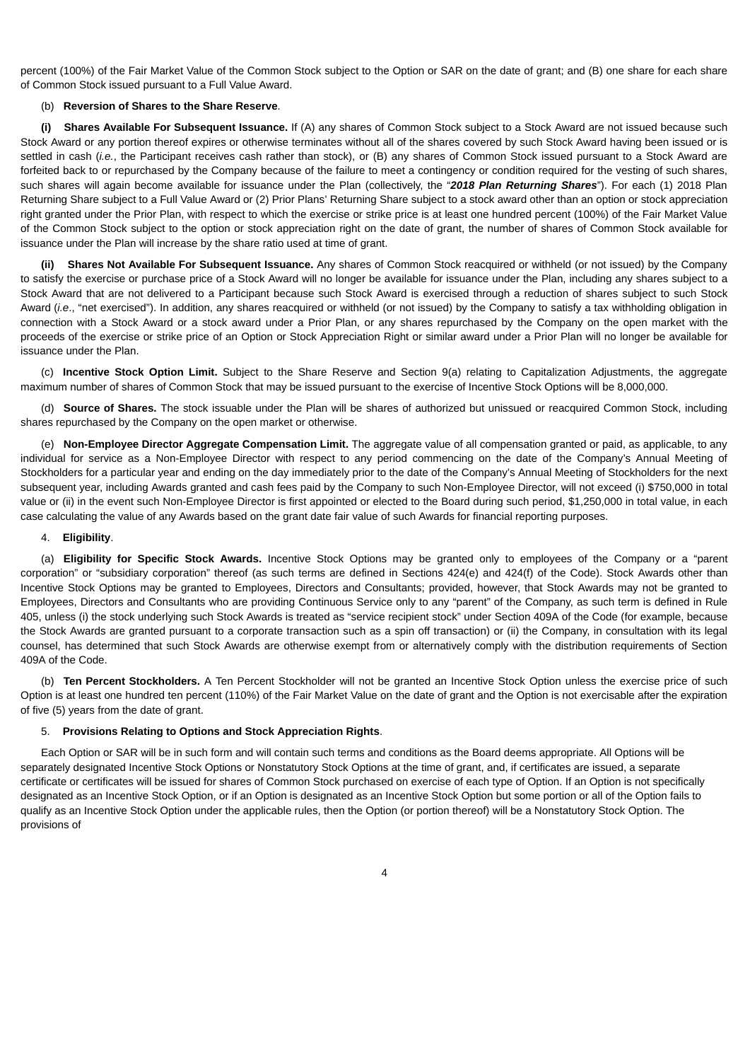percent (100%) of the Fair Market Value of the Common Stock subject to the Option or SAR on the date of grant; and (B) one share for each share of Common Stock issued pursuant to a Full Value Award.

(b) **Reversion of Shares to the Share Reserve**.

**(i) Shares Available For Subsequent Issuance.** If (A) any shares of Common Stock subject to a Stock Award are not issued because such Stock Award or any portion thereof expires or otherwise terminates without all of the shares covered by such Stock Award having been issued or is settled in cash (*i.e.*, the Participant receives cash rather than stock), or (B) any shares of Common Stock issued pursuant to a Stock Award are forfeited back to or repurchased by the Company because of the failure to meet a contingency or condition required for the vesting of such shares, such shares will again become available for issuance under the Plan (collectively, the "***2018 Plan Returning Shares***"). For each (1) 2018 Plan Returning Share subject to a Full Value Award or (2) Prior Plans' Returning Share subject to a stock award other than an option or stock appreciation right granted under the Prior Plan, with respect to which the exercise or strike price is at least one hundred percent (100%) of the Fair Market Value of the Common Stock subject to the option or stock appreciation right on the date of grant, the number of shares of Common Stock available for issuance under the Plan will increase by the share ratio used at time of grant.

**(ii) Shares Not Available For Subsequent Issuance.** Any shares of Common Stock reacquired or withheld (or not issued) by the Company to satisfy the exercise or purchase price of a Stock Award will no longer be available for issuance under the Plan, including any shares subject to a Stock Award that are not delivered to a Participant because such Stock Award is exercised through a reduction of shares subject to such Stock Award (*i.e*., "net exercised"). In addition, any shares reacquired or withheld (or not issued) by the Company to satisfy a tax withholding obligation in connection with a Stock Award or a stock award under a Prior Plan, or any shares repurchased by the Company on the open market with the proceeds of the exercise or strike price of an Option or Stock Appreciation Right or similar award under a Prior Plan will no longer be available for issuance under the Plan.

(c) **Incentive Stock Option Limit.** Subject to the Share Reserve and Section 9(a) relating to Capitalization Adjustments, the aggregate maximum number of shares of Common Stock that may be issued pursuant to the exercise of Incentive Stock Options will be 8,000,000.

(d) **Source of Shares.** The stock issuable under the Plan will be shares of authorized but unissued or reacquired Common Stock, including shares repurchased by the Company on the open market or otherwise.

(e) **Non-Employee Director Aggregate Compensation Limit.** The aggregate value of all compensation granted or paid, as applicable, to any individual for service as a Non-Employee Director with respect to any period commencing on the date of the Company's Annual Meeting of Stockholders for a particular year and ending on the day immediately prior to the date of the Company's Annual Meeting of Stockholders for the next subsequent year, including Awards granted and cash fees paid by the Company to such Non-Employee Director, will not exceed (i) $750,000 in total value or (ii) in the event such Non-Employee Director is first appointed or elected to the Board during such period, $1,250,000 in total value, in each case calculating the value of any Awards based on the grant date fair value of such Awards for financial reporting purposes.

4. **Eligibility**.

(a) **Eligibility for Specific Stock Awards.** Incentive Stock Options may be granted only to employees of the Company or a "parent corporation" or "subsidiary corporation" thereof (as such terms are defined in Sections 424(e) and 424(f) of the Code). Stock Awards other than Incentive Stock Options may be granted to Employees, Directors and Consultants; provided, however, that Stock Awards may not be granted to Employees, Directors and Consultants who are providing Continuous Service only to any "parent" of the Company, as such term is defined in Rule 405, unless (i) the stock underlying such Stock Awards is treated as "service recipient stock" under Section 409A of the Code (for example, because the Stock Awards are granted pursuant to a corporate transaction such as a spin off transaction) or (ii) the Company, in consultation with its legal counsel, has determined that such Stock Awards are otherwise exempt from or alternatively comply with the distribution requirements of Section 409A of the Code.

(b) **Ten Percent Stockholders.** A Ten Percent Stockholder will not be granted an Incentive Stock Option unless the exercise price of such Option is at least one hundred ten percent (110%) of the Fair Market Value on the date of grant and the Option is not exercisable after the expiration of five (5) years from the date of grant.

5. **Provisions Relating to Options and Stock Appreciation Rights**.

Each Option or SAR will be in such form and will contain such terms and conditions as the Board deems appropriate. All Options will be separately designated Incentive Stock Options or Nonstatutory Stock Options at the time of grant, and, if certificates are issued, a separate certificate or certificates will be issued for shares of Common Stock purchased on exercise of each type of Option. If an Option is not specifically designated as an Incentive Stock Option, or if an Option is designated as an Incentive Stock Option but some portion or all of the Option fails to qualify as an Incentive Stock Option under the applicable rules, then the Option (or portion thereof) will be a Nonstatutory Stock Option. The provisions of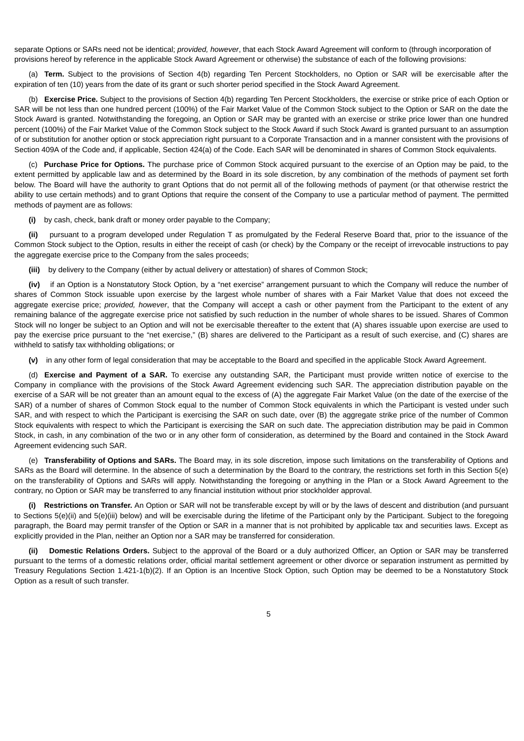separate Options or SARs need not be identical; *provided, however*, that each Stock Award Agreement will conform to (through incorporation of provisions hereof by reference in the applicable Stock Award Agreement or otherwise) the substance of each of the following provisions:

(a) **Term.** Subject to the provisions of Section 4(b) regarding Ten Percent Stockholders, no Option or SAR will be exercisable after the expiration of ten (10) years from the date of its grant or such shorter period specified in the Stock Award Agreement.

(b) **Exercise Price.** Subject to the provisions of Section 4(b) regarding Ten Percent Stockholders, the exercise or strike price of each Option or SAR will be not less than one hundred percent (100%) of the Fair Market Value of the Common Stock subject to the Option or SAR on the date the Stock Award is granted. Notwithstanding the foregoing, an Option or SAR may be granted with an exercise or strike price lower than one hundred percent (100%) of the Fair Market Value of the Common Stock subject to the Stock Award if such Stock Award is granted pursuant to an assumption of or substitution for another option or stock appreciation right pursuant to a Corporate Transaction and in a manner consistent with the provisions of Section 409A of the Code and, if applicable, Section 424(a) of the Code. Each SAR will be denominated in shares of Common Stock equivalents.

(c) **Purchase Price for Options.** The purchase price of Common Stock acquired pursuant to the exercise of an Option may be paid, to the extent permitted by applicable law and as determined by the Board in its sole discretion, by any combination of the methods of payment set forth below. The Board will have the authority to grant Options that do not permit all of the following methods of payment (or that otherwise restrict the ability to use certain methods) and to grant Options that require the consent of the Company to use a particular method of payment. The permitted methods of payment are as follows:

**(i)** by cash, check, bank draft or money order payable to the Company;

**(ii)** pursuant to a program developed under Regulation T as promulgated by the Federal Reserve Board that, prior to the issuance of the Common Stock subject to the Option, results in either the receipt of cash (or check) by the Company or the receipt of irrevocable instructions to pay the aggregate exercise price to the Company from the sales proceeds;

**(iii)** by delivery to the Company (either by actual delivery or attestation) of shares of Common Stock;

**(iv)** if an Option is a Nonstatutory Stock Option, by a "net exercise" arrangement pursuant to which the Company will reduce the number of shares of Common Stock issuable upon exercise by the largest whole number of shares with a Fair Market Value that does not exceed the aggregate exercise price; *provided, however*, that the Company will accept a cash or other payment from the Participant to the extent of any remaining balance of the aggregate exercise price not satisfied by such reduction in the number of whole shares to be issued. Shares of Common Stock will no longer be subject to an Option and will not be exercisable thereafter to the extent that (A) shares issuable upon exercise are used to pay the exercise price pursuant to the "net exercise," (B) shares are delivered to the Participant as a result of such exercise, and (C) shares are withheld to satisfy tax withholding obligations; or

**(v)** in any other form of legal consideration that may be acceptable to the Board and specified in the applicable Stock Award Agreement.

(d) **Exercise and Payment of a SAR.** To exercise any outstanding SAR, the Participant must provide written notice of exercise to the Company in compliance with the provisions of the Stock Award Agreement evidencing such SAR. The appreciation distribution payable on the exercise of a SAR will be not greater than an amount equal to the excess of (A) the aggregate Fair Market Value (on the date of the exercise of the SAR) of a number of shares of Common Stock equal to the number of Common Stock equivalents in which the Participant is vested under such SAR, and with respect to which the Participant is exercising the SAR on such date, over (B) the aggregate strike price of the number of Common Stock equivalents with respect to which the Participant is exercising the SAR on such date. The appreciation distribution may be paid in Common Stock, in cash, in any combination of the two or in any other form of consideration, as determined by the Board and contained in the Stock Award Agreement evidencing such SAR.

(e) **Transferability of Options and SARs.** The Board may, in its sole discretion, impose such limitations on the transferability of Options and SARs as the Board will determine. In the absence of such a determination by the Board to the contrary, the restrictions set forth in this Section 5(e) on the transferability of Options and SARs will apply. Notwithstanding the foregoing or anything in the Plan or a Stock Award Agreement to the contrary, no Option or SAR may be transferred to any financial institution without prior stockholder approval.

**(i) Restrictions on Transfer.** An Option or SAR will not be transferable except by will or by the laws of descent and distribution (and pursuant to Sections 5(e)(ii) and 5(e)(iii) below) and will be exercisable during the lifetime of the Participant only by the Participant. Subject to the foregoing paragraph, the Board may permit transfer of the Option or SAR in a manner that is not prohibited by applicable tax and securities laws. Except as explicitly provided in the Plan, neither an Option nor a SAR may be transferred for consideration.

**(ii) Domestic Relations Orders.** Subject to the approval of the Board or a duly authorized Officer, an Option or SAR may be transferred pursuant to the terms of a domestic relations order, official marital settlement agreement or other divorce or separation instrument as permitted by Treasury Regulations Section 1.421-1(b)(2). If an Option is an Incentive Stock Option, such Option may be deemed to be a Nonstatutory Stock Option as a result of such transfer.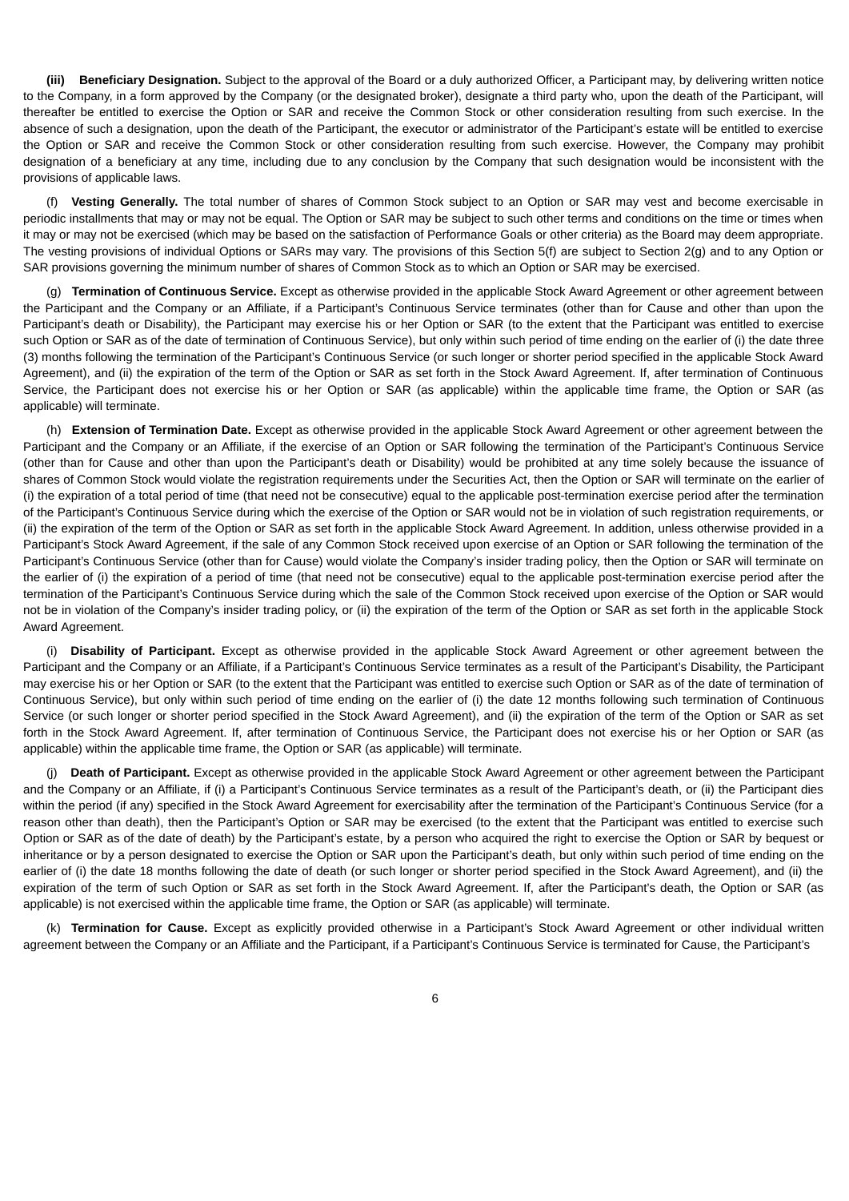**(iii) Beneficiary Designation.** Subject to the approval of the Board or a duly authorized Officer, a Participant may, by delivering written notice to the Company, in a form approved by the Company (or the designated broker), designate a third party who, upon the death of the Participant, will thereafter be entitled to exercise the Option or SAR and receive the Common Stock or other consideration resulting from such exercise. In the absence of such a designation, upon the death of the Participant, the executor or administrator of the Participant's estate will be entitled to exercise the Option or SAR and receive the Common Stock or other consideration resulting from such exercise. However, the Company may prohibit designation of a beneficiary at any time, including due to any conclusion by the Company that such designation would be inconsistent with the provisions of applicable laws.

(f) **Vesting Generally.** The total number of shares of Common Stock subject to an Option or SAR may vest and become exercisable in periodic installments that may or may not be equal. The Option or SAR may be subject to such other terms and conditions on the time or times when it may or may not be exercised (which may be based on the satisfaction of Performance Goals or other criteria) as the Board may deem appropriate. The vesting provisions of individual Options or SARs may vary. The provisions of this Section 5(f) are subject to Section 2(g) and to any Option or SAR provisions governing the minimum number of shares of Common Stock as to which an Option or SAR may be exercised.

(g) **Termination of Continuous Service.** Except as otherwise provided in the applicable Stock Award Agreement or other agreement between the Participant and the Company or an Affiliate, if a Participant's Continuous Service terminates (other than for Cause and other than upon the Participant's death or Disability), the Participant may exercise his or her Option or SAR (to the extent that the Participant was entitled to exercise such Option or SAR as of the date of termination of Continuous Service), but only within such period of time ending on the earlier of (i) the date three (3) months following the termination of the Participant's Continuous Service (or such longer or shorter period specified in the applicable Stock Award Agreement), and (ii) the expiration of the term of the Option or SAR as set forth in the Stock Award Agreement. If, after termination of Continuous Service, the Participant does not exercise his or her Option or SAR (as applicable) within the applicable time frame, the Option or SAR (as applicable) will terminate.

(h) **Extension of Termination Date.** Except as otherwise provided in the applicable Stock Award Agreement or other agreement between the Participant and the Company or an Affiliate, if the exercise of an Option or SAR following the termination of the Participant's Continuous Service (other than for Cause and other than upon the Participant's death or Disability) would be prohibited at any time solely because the issuance of shares of Common Stock would violate the registration requirements under the Securities Act, then the Option or SAR will terminate on the earlier of (i) the expiration of a total period of time (that need not be consecutive) equal to the applicable post-termination exercise period after the termination of the Participant's Continuous Service during which the exercise of the Option or SAR would not be in violation of such registration requirements, or (ii) the expiration of the term of the Option or SAR as set forth in the applicable Stock Award Agreement. In addition, unless otherwise provided in a Participant's Stock Award Agreement, if the sale of any Common Stock received upon exercise of an Option or SAR following the termination of the Participant's Continuous Service (other than for Cause) would violate the Company's insider trading policy, then the Option or SAR will terminate on the earlier of (i) the expiration of a period of time (that need not be consecutive) equal to the applicable post-termination exercise period after the termination of the Participant's Continuous Service during which the sale of the Common Stock received upon exercise of the Option or SAR would not be in violation of the Company's insider trading policy, or (ii) the expiration of the term of the Option or SAR as set forth in the applicable Stock Award Agreement.

(i) **Disability of Participant.** Except as otherwise provided in the applicable Stock Award Agreement or other agreement between the Participant and the Company or an Affiliate, if a Participant's Continuous Service terminates as a result of the Participant's Disability, the Participant may exercise his or her Option or SAR (to the extent that the Participant was entitled to exercise such Option or SAR as of the date of termination of Continuous Service), but only within such period of time ending on the earlier of (i) the date 12 months following such termination of Continuous Service (or such longer or shorter period specified in the Stock Award Agreement), and (ii) the expiration of the term of the Option or SAR as set forth in the Stock Award Agreement. If, after termination of Continuous Service, the Participant does not exercise his or her Option or SAR (as applicable) within the applicable time frame, the Option or SAR (as applicable) will terminate.

(j) **Death of Participant.** Except as otherwise provided in the applicable Stock Award Agreement or other agreement between the Participant and the Company or an Affiliate, if (i) a Participant's Continuous Service terminates as a result of the Participant's death, or (ii) the Participant dies within the period (if any) specified in the Stock Award Agreement for exercisability after the termination of the Participant's Continuous Service (for a reason other than death), then the Participant's Option or SAR may be exercised (to the extent that the Participant was entitled to exercise such Option or SAR as of the date of death) by the Participant's estate, by a person who acquired the right to exercise the Option or SAR by bequest or inheritance or by a person designated to exercise the Option or SAR upon the Participant's death, but only within such period of time ending on the earlier of (i) the date 18 months following the date of death (or such longer or shorter period specified in the Stock Award Agreement), and (ii) the expiration of the term of such Option or SAR as set forth in the Stock Award Agreement. If, after the Participant's death, the Option or SAR (as applicable) is not exercised within the applicable time frame, the Option or SAR (as applicable) will terminate.

(k) **Termination for Cause.** Except as explicitly provided otherwise in a Participant's Stock Award Agreement or other individual written agreement between the Company or an Affiliate and the Participant, if a Participant's Continuous Service is terminated for Cause, the Participant's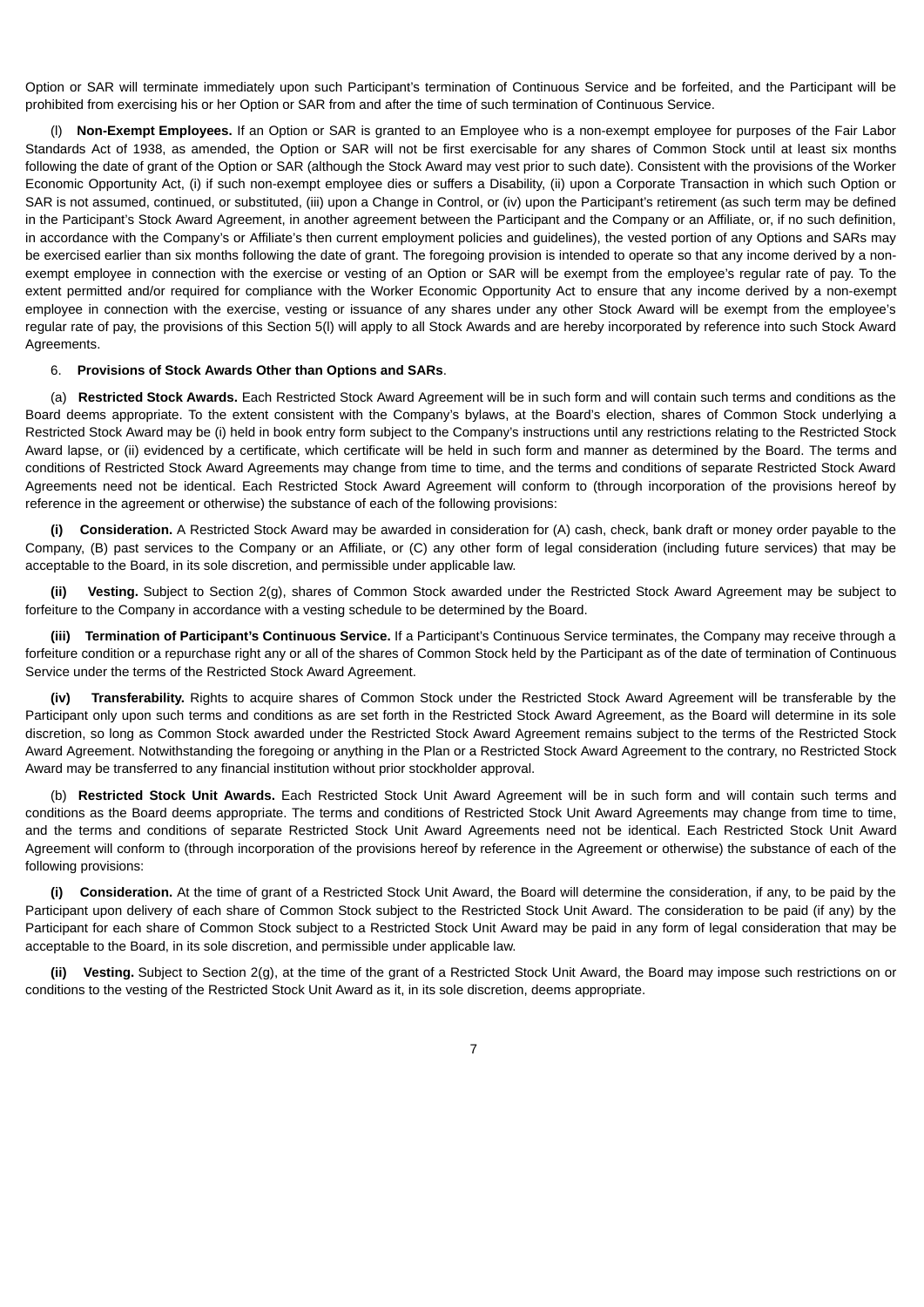Option or SAR will terminate immediately upon such Participant's termination of Continuous Service and be forfeited, and the Participant will be prohibited from exercising his or her Option or SAR from and after the time of such termination of Continuous Service.

(l) **Non-Exempt Employees.** If an Option or SAR is granted to an Employee who is a non-exempt employee for purposes of the Fair Labor Standards Act of 1938, as amended, the Option or SAR will not be first exercisable for any shares of Common Stock until at least six months following the date of grant of the Option or SAR (although the Stock Award may vest prior to such date). Consistent with the provisions of the Worker Economic Opportunity Act, (i) if such non-exempt employee dies or suffers a Disability, (ii) upon a Corporate Transaction in which such Option or SAR is not assumed, continued, or substituted, (iii) upon a Change in Control, or (iv) upon the Participant's retirement (as such term may be defined in the Participant's Stock Award Agreement, in another agreement between the Participant and the Company or an Affiliate, or, if no such definition, in accordance with the Company's or Affiliate's then current employment policies and guidelines), the vested portion of any Options and SARs may be exercised earlier than six months following the date of grant. The foregoing provision is intended to operate so that any income derived by a non-exempt employee in connection with the exercise or vesting of an Option or SAR will be exempt from the employee's regular rate of pay. To the extent permitted and/or required for compliance with the Worker Economic Opportunity Act to ensure that any income derived by a non-exempt employee in connection with the exercise, vesting or issuance of any shares under any other Stock Award will be exempt from the employee's regular rate of pay, the provisions of this Section 5(l) will apply to all Stock Awards and are hereby incorporated by reference into such Stock Award Agreements.

6. **Provisions of Stock Awards Other than Options and SARs**.

(a) **Restricted Stock Awards.** Each Restricted Stock Award Agreement will be in such form and will contain such terms and conditions as the Board deems appropriate. To the extent consistent with the Company's bylaws, at the Board's election, shares of Common Stock underlying a Restricted Stock Award may be (i) held in book entry form subject to the Company's instructions until any restrictions relating to the Restricted Stock Award lapse, or (ii) evidenced by a certificate, which certificate will be held in such form and manner as determined by the Board. The terms and conditions of Restricted Stock Award Agreements may change from time to time, and the terms and conditions of separate Restricted Stock Award Agreements need not be identical. Each Restricted Stock Award Agreement will conform to (through incorporation of the provisions hereof by reference in the agreement or otherwise) the substance of each of the following provisions:

**(i) Consideration.** A Restricted Stock Award may be awarded in consideration for (A) cash, check, bank draft or money order payable to the Company, (B) past services to the Company or an Affiliate, or (C) any other form of legal consideration (including future services) that may be acceptable to the Board, in its sole discretion, and permissible under applicable law.

**(ii) Vesting.** Subject to Section 2(g), shares of Common Stock awarded under the Restricted Stock Award Agreement may be subject to forfeiture to the Company in accordance with a vesting schedule to be determined by the Board.

**(iii) Termination of Participant's Continuous Service.** If a Participant's Continuous Service terminates, the Company may receive through a forfeiture condition or a repurchase right any or all of the shares of Common Stock held by the Participant as of the date of termination of Continuous Service under the terms of the Restricted Stock Award Agreement.

**(iv) Transferability.** Rights to acquire shares of Common Stock under the Restricted Stock Award Agreement will be transferable by the Participant only upon such terms and conditions as are set forth in the Restricted Stock Award Agreement, as the Board will determine in its sole discretion, so long as Common Stock awarded under the Restricted Stock Award Agreement remains subject to the terms of the Restricted Stock Award Agreement. Notwithstanding the foregoing or anything in the Plan or a Restricted Stock Award Agreement to the contrary, no Restricted Stock Award may be transferred to any financial institution without prior stockholder approval.

(b) **Restricted Stock Unit Awards.** Each Restricted Stock Unit Award Agreement will be in such form and will contain such terms and conditions as the Board deems appropriate. The terms and conditions of Restricted Stock Unit Award Agreements may change from time to time, and the terms and conditions of separate Restricted Stock Unit Award Agreements need not be identical. Each Restricted Stock Unit Award Agreement will conform to (through incorporation of the provisions hereof by reference in the Agreement or otherwise) the substance of each of the following provisions:

**(i) Consideration.** At the time of grant of a Restricted Stock Unit Award, the Board will determine the consideration, if any, to be paid by the Participant upon delivery of each share of Common Stock subject to the Restricted Stock Unit Award. The consideration to be paid (if any) by the Participant for each share of Common Stock subject to a Restricted Stock Unit Award may be paid in any form of legal consideration that may be acceptable to the Board, in its sole discretion, and permissible under applicable law.

**(ii) Vesting.** Subject to Section 2(g), at the time of the grant of a Restricted Stock Unit Award, the Board may impose such restrictions on or conditions to the vesting of the Restricted Stock Unit Award as it, in its sole discretion, deems appropriate.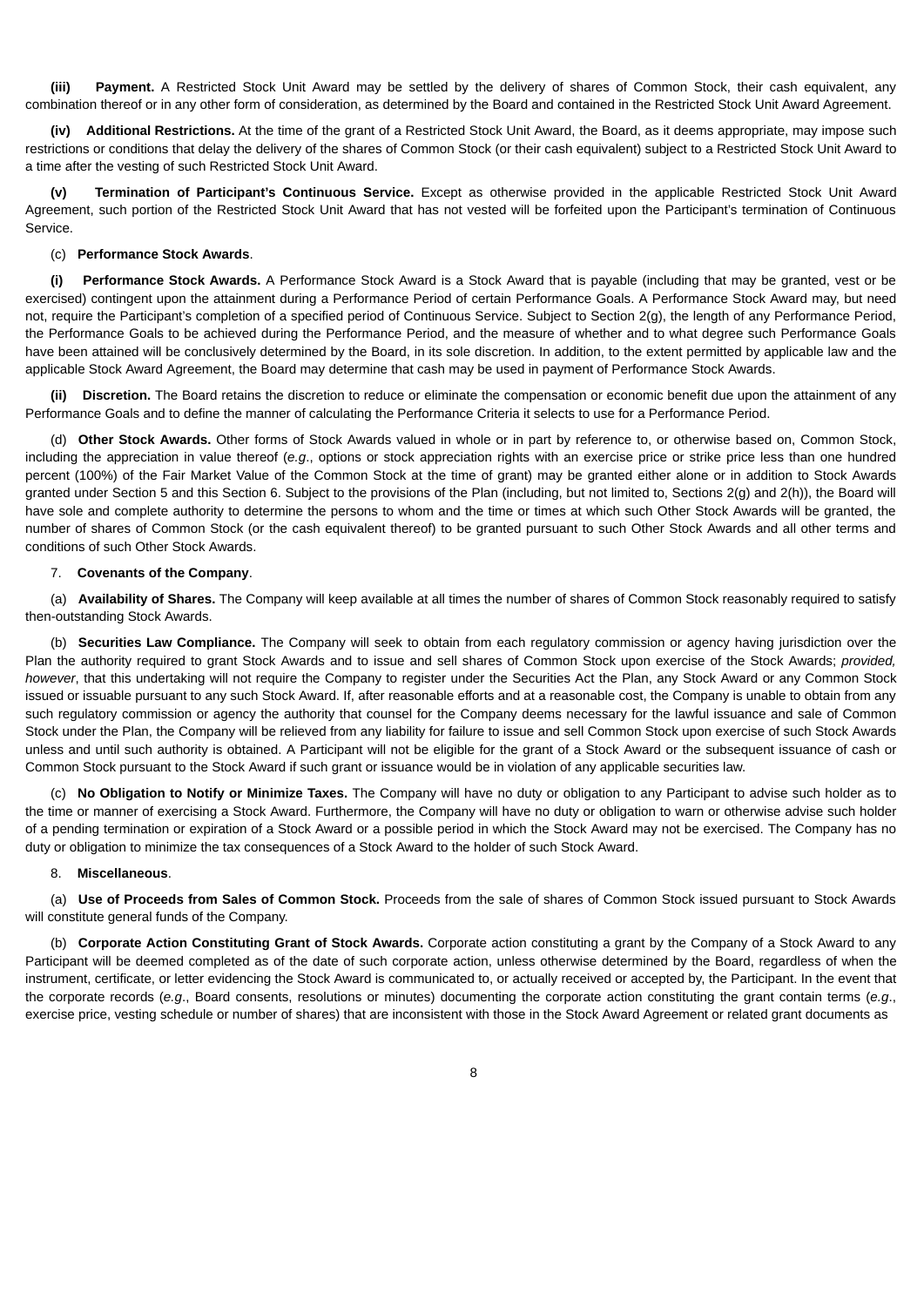**(iii) Payment.** A Restricted Stock Unit Award may be settled by the delivery of shares of Common Stock, their cash equivalent, any combination thereof or in any other form of consideration, as determined by the Board and contained in the Restricted Stock Unit Award Agreement.

**(iv) Additional Restrictions.** At the time of the grant of a Restricted Stock Unit Award, the Board, as it deems appropriate, may impose such restrictions or conditions that delay the delivery of the shares of Common Stock (or their cash equivalent) subject to a Restricted Stock Unit Award to a time after the vesting of such Restricted Stock Unit Award.

**(v) Termination of Participant's Continuous Service.** Except as otherwise provided in the applicable Restricted Stock Unit Award Agreement, such portion of the Restricted Stock Unit Award that has not vested will be forfeited upon the Participant's termination of Continuous Service.

(c) **Performance Stock Awards**.

**(i) Performance Stock Awards.** A Performance Stock Award is a Stock Award that is payable (including that may be granted, vest or be exercised) contingent upon the attainment during a Performance Period of certain Performance Goals. A Performance Stock Award may, but need not, require the Participant's completion of a specified period of Continuous Service. Subject to Section 2(g), the length of any Performance Period, the Performance Goals to be achieved during the Performance Period, and the measure of whether and to what degree such Performance Goals have been attained will be conclusively determined by the Board, in its sole discretion. In addition, to the extent permitted by applicable law and the applicable Stock Award Agreement, the Board may determine that cash may be used in payment of Performance Stock Awards.

**(ii) Discretion.** The Board retains the discretion to reduce or eliminate the compensation or economic benefit due upon the attainment of any Performance Goals and to define the manner of calculating the Performance Criteria it selects to use for a Performance Period.

(d) **Other Stock Awards.** Other forms of Stock Awards valued in whole or in part by reference to, or otherwise based on, Common Stock, including the appreciation in value thereof (*e.g*., options or stock appreciation rights with an exercise price or strike price less than one hundred percent (100%) of the Fair Market Value of the Common Stock at the time of grant) may be granted either alone or in addition to Stock Awards granted under Section 5 and this Section 6. Subject to the provisions of the Plan (including, but not limited to, Sections 2(g) and 2(h)), the Board will have sole and complete authority to determine the persons to whom and the time or times at which such Other Stock Awards will be granted, the number of shares of Common Stock (or the cash equivalent thereof) to be granted pursuant to such Other Stock Awards and all other terms and conditions of such Other Stock Awards.

7. **Covenants of the Company**.

(a) **Availability of Shares.** The Company will keep available at all times the number of shares of Common Stock reasonably required to satisfy then-outstanding Stock Awards.

(b) **Securities Law Compliance.** The Company will seek to obtain from each regulatory commission or agency having jurisdiction over the Plan the authority required to grant Stock Awards and to issue and sell shares of Common Stock upon exercise of the Stock Awards; *provided, however*, that this undertaking will not require the Company to register under the Securities Act the Plan, any Stock Award or any Common Stock issued or issuable pursuant to any such Stock Award. If, after reasonable efforts and at a reasonable cost, the Company is unable to obtain from any such regulatory commission or agency the authority that counsel for the Company deems necessary for the lawful issuance and sale of Common Stock under the Plan, the Company will be relieved from any liability for failure to issue and sell Common Stock upon exercise of such Stock Awards unless and until such authority is obtained. A Participant will not be eligible for the grant of a Stock Award or the subsequent issuance of cash or Common Stock pursuant to the Stock Award if such grant or issuance would be in violation of any applicable securities law.

(c) **No Obligation to Notify or Minimize Taxes.** The Company will have no duty or obligation to any Participant to advise such holder as to the time or manner of exercising a Stock Award. Furthermore, the Company will have no duty or obligation to warn or otherwise advise such holder of a pending termination or expiration of a Stock Award or a possible period in which the Stock Award may not be exercised. The Company has no duty or obligation to minimize the tax consequences of a Stock Award to the holder of such Stock Award.

8. **Miscellaneous**.

(a) **Use of Proceeds from Sales of Common Stock.** Proceeds from the sale of shares of Common Stock issued pursuant to Stock Awards will constitute general funds of the Company.

(b) **Corporate Action Constituting Grant of Stock Awards.** Corporate action constituting a grant by the Company of a Stock Award to any Participant will be deemed completed as of the date of such corporate action, unless otherwise determined by the Board, regardless of when the instrument, certificate, or letter evidencing the Stock Award is communicated to, or actually received or accepted by, the Participant. In the event that the corporate records (*e.g*., Board consents, resolutions or minutes) documenting the corporate action constituting the grant contain terms (*e.g*., exercise price, vesting schedule or number of shares) that are inconsistent with those in the Stock Award Agreement or related grant documents as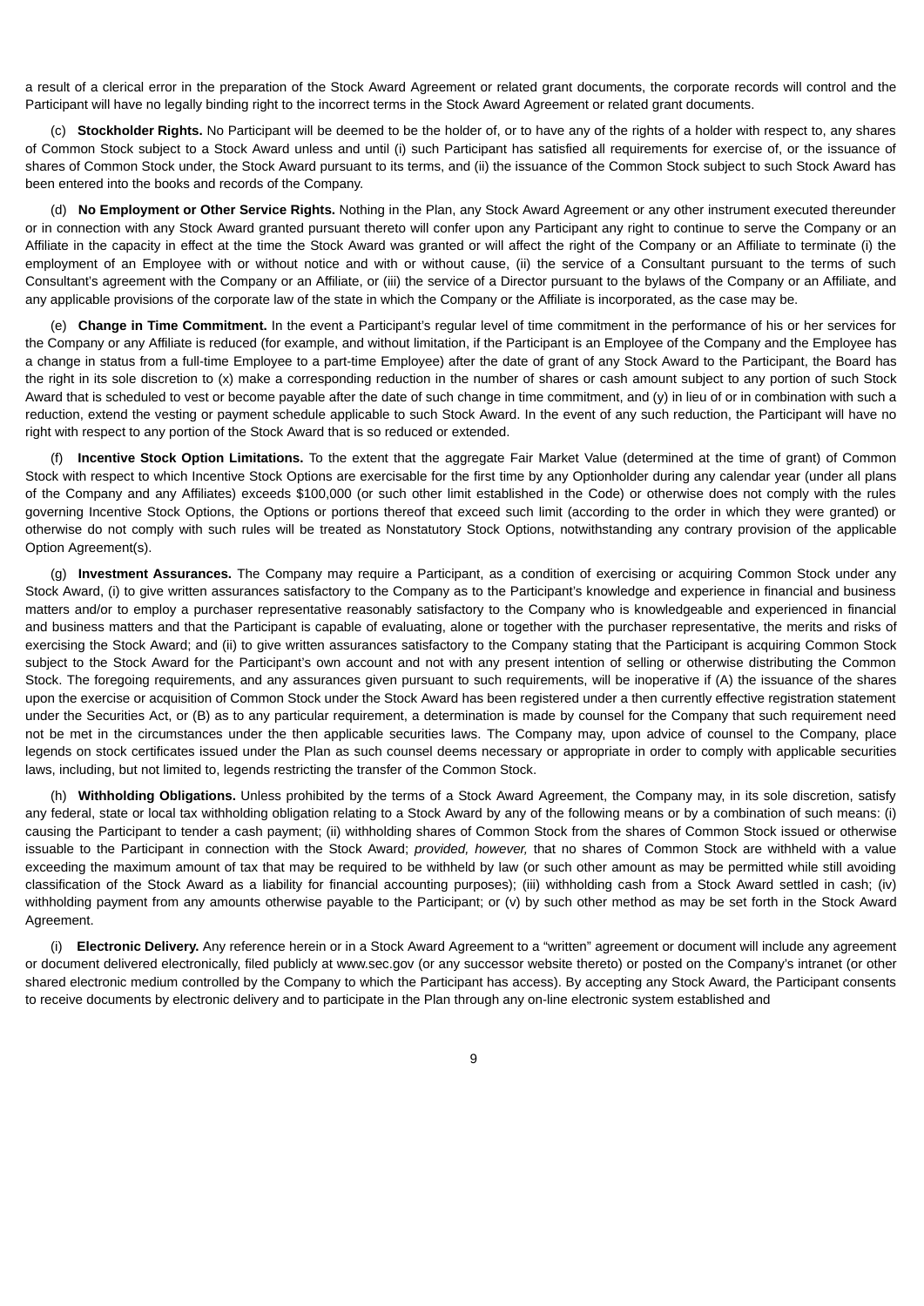a result of a clerical error in the preparation of the Stock Award Agreement or related grant documents, the corporate records will control and the Participant will have no legally binding right to the incorrect terms in the Stock Award Agreement or related grant documents.

(c) **Stockholder Rights.** No Participant will be deemed to be the holder of, or to have any of the rights of a holder with respect to, any shares of Common Stock subject to a Stock Award unless and until (i) such Participant has satisfied all requirements for exercise of, or the issuance of shares of Common Stock under, the Stock Award pursuant to its terms, and (ii) the issuance of the Common Stock subject to such Stock Award has been entered into the books and records of the Company.

(d) **No Employment or Other Service Rights.** Nothing in the Plan, any Stock Award Agreement or any other instrument executed thereunder or in connection with any Stock Award granted pursuant thereto will confer upon any Participant any right to continue to serve the Company or an Affiliate in the capacity in effect at the time the Stock Award was granted or will affect the right of the Company or an Affiliate to terminate (i) the employment of an Employee with or without notice and with or without cause, (ii) the service of a Consultant pursuant to the terms of such Consultant's agreement with the Company or an Affiliate, or (iii) the service of a Director pursuant to the bylaws of the Company or an Affiliate, and any applicable provisions of the corporate law of the state in which the Company or the Affiliate is incorporated, as the case may be.

(e) **Change in Time Commitment.** In the event a Participant's regular level of time commitment in the performance of his or her services for the Company or any Affiliate is reduced (for example, and without limitation, if the Participant is an Employee of the Company and the Employee has a change in status from a full-time Employee to a part-time Employee) after the date of grant of any Stock Award to the Participant, the Board has the right in its sole discretion to (x) make a corresponding reduction in the number of shares or cash amount subject to any portion of such Stock Award that is scheduled to vest or become payable after the date of such change in time commitment, and (y) in lieu of or in combination with such a reduction, extend the vesting or payment schedule applicable to such Stock Award. In the event of any such reduction, the Participant will have no right with respect to any portion of the Stock Award that is so reduced or extended.

(f) **Incentive Stock Option Limitations.** To the extent that the aggregate Fair Market Value (determined at the time of grant) of Common Stock with respect to which Incentive Stock Options are exercisable for the first time by any Optionholder during any calendar year (under all plans of the Company and any Affiliates) exceeds $100,000 (or such other limit established in the Code) or otherwise does not comply with the rules governing Incentive Stock Options, the Options or portions thereof that exceed such limit (according to the order in which they were granted) or otherwise do not comply with such rules will be treated as Nonstatutory Stock Options, notwithstanding any contrary provision of the applicable Option Agreement(s).

(g) **Investment Assurances.** The Company may require a Participant, as a condition of exercising or acquiring Common Stock under any Stock Award, (i) to give written assurances satisfactory to the Company as to the Participant's knowledge and experience in financial and business matters and/or to employ a purchaser representative reasonably satisfactory to the Company who is knowledgeable and experienced in financial and business matters and that the Participant is capable of evaluating, alone or together with the purchaser representative, the merits and risks of exercising the Stock Award; and (ii) to give written assurances satisfactory to the Company stating that the Participant is acquiring Common Stock subject to the Stock Award for the Participant's own account and not with any present intention of selling or otherwise distributing the Common Stock. The foregoing requirements, and any assurances given pursuant to such requirements, will be inoperative if (A) the issuance of the shares upon the exercise or acquisition of Common Stock under the Stock Award has been registered under a then currently effective registration statement under the Securities Act, or (B) as to any particular requirement, a determination is made by counsel for the Company that such requirement need not be met in the circumstances under the then applicable securities laws. The Company may, upon advice of counsel to the Company, place legends on stock certificates issued under the Plan as such counsel deems necessary or appropriate in order to comply with applicable securities laws, including, but not limited to, legends restricting the transfer of the Common Stock.

(h) **Withholding Obligations.** Unless prohibited by the terms of a Stock Award Agreement, the Company may, in its sole discretion, satisfy any federal, state or local tax withholding obligation relating to a Stock Award by any of the following means or by a combination of such means: (i) causing the Participant to tender a cash payment; (ii) withholding shares of Common Stock from the shares of Common Stock issued or otherwise issuable to the Participant in connection with the Stock Award; *provided, however,* that no shares of Common Stock are withheld with a value exceeding the maximum amount of tax that may be required to be withheld by law (or such other amount as may be permitted while still avoiding classification of the Stock Award as a liability for financial accounting purposes); (iii) withholding cash from a Stock Award settled in cash; (iv) withholding payment from any amounts otherwise payable to the Participant; or (v) by such other method as may be set forth in the Stock Award Agreement.

(i) **Electronic Delivery.** Any reference herein or in a Stock Award Agreement to a "written" agreement or document will include any agreement or document delivered electronically, filed publicly at www.sec.gov (or any successor website thereto) or posted on the Company's intranet (or other shared electronic medium controlled by the Company to which the Participant has access). By accepting any Stock Award, the Participant consents to receive documents by electronic delivery and to participate in the Plan through any on-line electronic system established and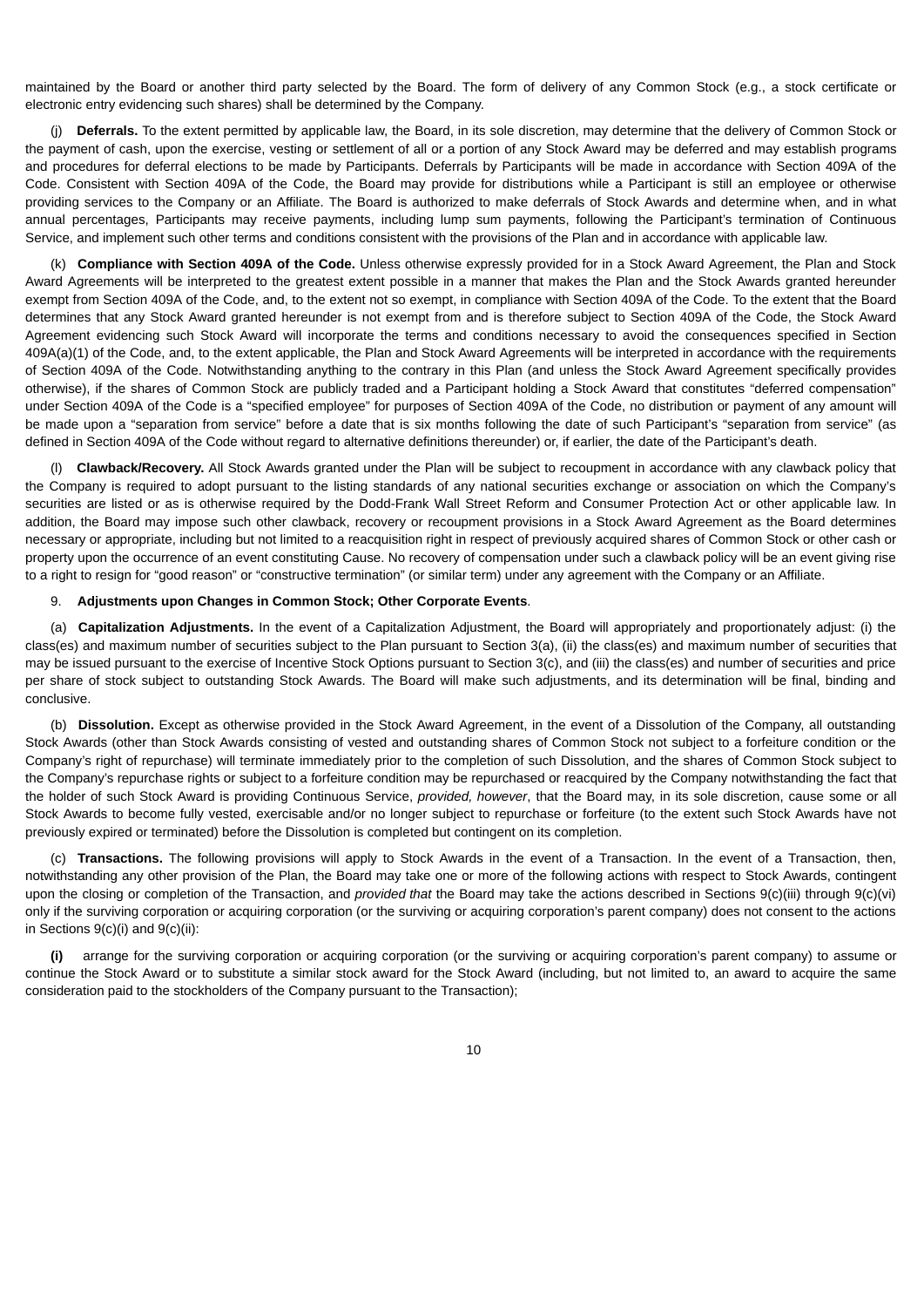maintained by the Board or another third party selected by the Board. The form of delivery of any Common Stock (e.g., a stock certificate or electronic entry evidencing such shares) shall be determined by the Company.

(j) **Deferrals.** To the extent permitted by applicable law, the Board, in its sole discretion, may determine that the delivery of Common Stock or the payment of cash, upon the exercise, vesting or settlement of all or a portion of any Stock Award may be deferred and may establish programs and procedures for deferral elections to be made by Participants. Deferrals by Participants will be made in accordance with Section 409A of the Code. Consistent with Section 409A of the Code, the Board may provide for distributions while a Participant is still an employee or otherwise providing services to the Company or an Affiliate. The Board is authorized to make deferrals of Stock Awards and determine when, and in what annual percentages, Participants may receive payments, including lump sum payments, following the Participant's termination of Continuous Service, and implement such other terms and conditions consistent with the provisions of the Plan and in accordance with applicable law.

(k) **Compliance with Section 409A of the Code.** Unless otherwise expressly provided for in a Stock Award Agreement, the Plan and Stock Award Agreements will be interpreted to the greatest extent possible in a manner that makes the Plan and the Stock Awards granted hereunder exempt from Section 409A of the Code, and, to the extent not so exempt, in compliance with Section 409A of the Code. To the extent that the Board determines that any Stock Award granted hereunder is not exempt from and is therefore subject to Section 409A of the Code, the Stock Award Agreement evidencing such Stock Award will incorporate the terms and conditions necessary to avoid the consequences specified in Section 409A(a)(1) of the Code, and, to the extent applicable, the Plan and Stock Award Agreements will be interpreted in accordance with the requirements of Section 409A of the Code. Notwithstanding anything to the contrary in this Plan (and unless the Stock Award Agreement specifically provides otherwise), if the shares of Common Stock are publicly traded and a Participant holding a Stock Award that constitutes "deferred compensation" under Section 409A of the Code is a "specified employee" for purposes of Section 409A of the Code, no distribution or payment of any amount will be made upon a "separation from service" before a date that is six months following the date of such Participant's "separation from service" (as defined in Section 409A of the Code without regard to alternative definitions thereunder) or, if earlier, the date of the Participant's death.

(l) **Clawback/Recovery.** All Stock Awards granted under the Plan will be subject to recoupment in accordance with any clawback policy that the Company is required to adopt pursuant to the listing standards of any national securities exchange or association on which the Company's securities are listed or as is otherwise required by the Dodd-Frank Wall Street Reform and Consumer Protection Act or other applicable law. In addition, the Board may impose such other clawback, recovery or recoupment provisions in a Stock Award Agreement as the Board determines necessary or appropriate, including but not limited to a reacquisition right in respect of previously acquired shares of Common Stock or other cash or property upon the occurrence of an event constituting Cause. No recovery of compensation under such a clawback policy will be an event giving rise to a right to resign for "good reason" or "constructive termination" (or similar term) under any agreement with the Company or an Affiliate.

9. **Adjustments upon Changes in Common Stock; Other Corporate Events**.

(a) **Capitalization Adjustments.** In the event of a Capitalization Adjustment, the Board will appropriately and proportionately adjust: (i) the class(es) and maximum number of securities subject to the Plan pursuant to Section 3(a), (ii) the class(es) and maximum number of securities that may be issued pursuant to the exercise of Incentive Stock Options pursuant to Section 3(c), and (iii) the class(es) and number of securities and price per share of stock subject to outstanding Stock Awards. The Board will make such adjustments, and its determination will be final, binding and conclusive.

(b) **Dissolution.** Except as otherwise provided in the Stock Award Agreement, in the event of a Dissolution of the Company, all outstanding Stock Awards (other than Stock Awards consisting of vested and outstanding shares of Common Stock not subject to a forfeiture condition or the Company's right of repurchase) will terminate immediately prior to the completion of such Dissolution, and the shares of Common Stock subject to the Company's repurchase rights or subject to a forfeiture condition may be repurchased or reacquired by the Company notwithstanding the fact that the holder of such Stock Award is providing Continuous Service, *provided, however*, that the Board may, in its sole discretion, cause some or all Stock Awards to become fully vested, exercisable and/or no longer subject to repurchase or forfeiture (to the extent such Stock Awards have not previously expired or terminated) before the Dissolution is completed but contingent on its completion.

(c) **Transactions.** The following provisions will apply to Stock Awards in the event of a Transaction. In the event of a Transaction, then, notwithstanding any other provision of the Plan, the Board may take one or more of the following actions with respect to Stock Awards, contingent upon the closing or completion of the Transaction, and *provided that* the Board may take the actions described in Sections 9(c)(iii) through 9(c)(vi) only if the surviving corporation or acquiring corporation (or the surviving or acquiring corporation's parent company) does not consent to the actions in Sections 9(c)(i) and 9(c)(ii):

**(i)** arrange for the surviving corporation or acquiring corporation (or the surviving or acquiring corporation's parent company) to assume or continue the Stock Award or to substitute a similar stock award for the Stock Award (including, but not limited to, an award to acquire the same consideration paid to the stockholders of the Company pursuant to the Transaction);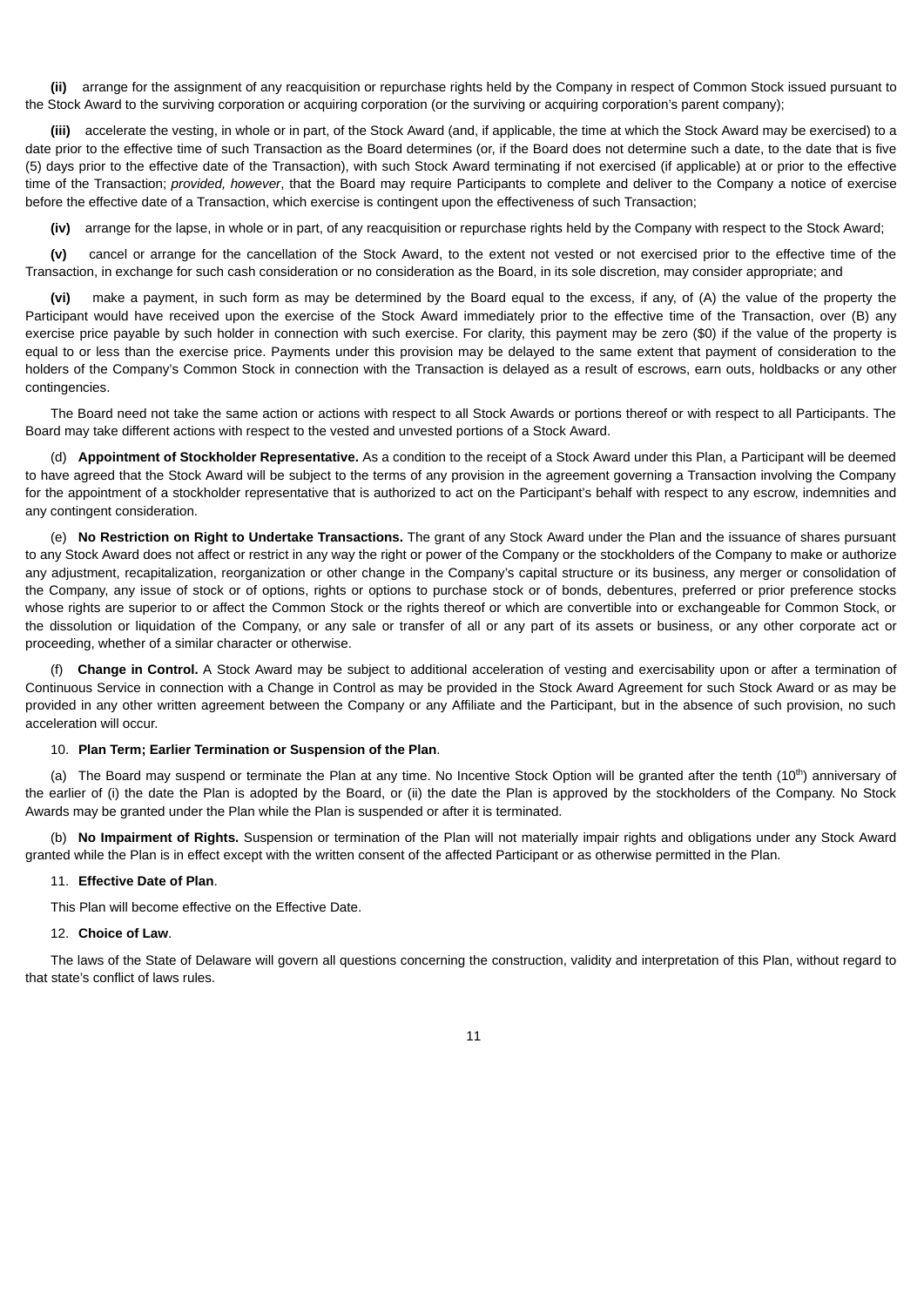**(ii)** arrange for the assignment of any reacquisition or repurchase rights held by the Company in respect of Common Stock issued pursuant to the Stock Award to the surviving corporation or acquiring corporation (or the surviving or acquiring corporation's parent company);

**(iii)** accelerate the vesting, in whole or in part, of the Stock Award (and, if applicable, the time at which the Stock Award may be exercised) to a date prior to the effective time of such Transaction as the Board determines (or, if the Board does not determine such a date, to the date that is five (5) days prior to the effective date of the Transaction), with such Stock Award terminating if not exercised (if applicable) at or prior to the effective time of the Transaction; *provided, however*, that the Board may require Participants to complete and deliver to the Company a notice of exercise before the effective date of a Transaction, which exercise is contingent upon the effectiveness of such Transaction;

**(iv)** arrange for the lapse, in whole or in part, of any reacquisition or repurchase rights held by the Company with respect to the Stock Award;

**(v)** cancel or arrange for the cancellation of the Stock Award, to the extent not vested or not exercised prior to the effective time of the Transaction, in exchange for such cash consideration or no consideration as the Board, in its sole discretion, may consider appropriate; and

**(vi)** make a payment, in such form as may be determined by the Board equal to the excess, if any, of (A) the value of the property the Participant would have received upon the exercise of the Stock Award immediately prior to the effective time of the Transaction, over (B) any exercise price payable by such holder in connection with such exercise. For clarity, this payment may be zero ($0) if the value of the property is equal to or less than the exercise price. Payments under this provision may be delayed to the same extent that payment of consideration to the holders of the Company's Common Stock in connection with the Transaction is delayed as a result of escrows, earn outs, holdbacks or any other contingencies.

The Board need not take the same action or actions with respect to all Stock Awards or portions thereof or with respect to all Participants. The Board may take different actions with respect to the vested and unvested portions of a Stock Award.

(d) **Appointment of Stockholder Representative.** As a condition to the receipt of a Stock Award under this Plan, a Participant will be deemed to have agreed that the Stock Award will be subject to the terms of any provision in the agreement governing a Transaction involving the Company for the appointment of a stockholder representative that is authorized to act on the Participant's behalf with respect to any escrow, indemnities and any contingent consideration.

(e) **No Restriction on Right to Undertake Transactions.** The grant of any Stock Award under the Plan and the issuance of shares pursuant to any Stock Award does not affect or restrict in any way the right or power of the Company or the stockholders of the Company to make or authorize any adjustment, recapitalization, reorganization or other change in the Company's capital structure or its business, any merger or consolidation of the Company, any issue of stock or of options, rights or options to purchase stock or of bonds, debentures, preferred or prior preference stocks whose rights are superior to or affect the Common Stock or the rights thereof or which are convertible into or exchangeable for Common Stock, or the dissolution or liquidation of the Company, or any sale or transfer of all or any part of its assets or business, or any other corporate act or proceeding, whether of a similar character or otherwise.

(f) **Change in Control.** A Stock Award may be subject to additional acceleration of vesting and exercisability upon or after a termination of Continuous Service in connection with a Change in Control as may be provided in the Stock Award Agreement for such Stock Award or as may be provided in any other written agreement between the Company or any Affiliate and the Participant, but in the absence of such provision, no such acceleration will occur.

10. **Plan Term; Earlier Termination or Suspension of the Plan**.

(a) The Board may suspend or terminate the Plan at any time. No Incentive Stock Option will be granted after the tenth (10th) anniversary of the earlier of (i) the date the Plan is adopted by the Board, or (ii) the date the Plan is approved by the stockholders of the Company. No Stock Awards may be granted under the Plan while the Plan is suspended or after it is terminated.

(b) **No Impairment of Rights.** Suspension or termination of the Plan will not materially impair rights and obligations under any Stock Award granted while the Plan is in effect except with the written consent of the affected Participant or as otherwise permitted in the Plan.

11. **Effective Date of Plan**.

This Plan will become effective on the Effective Date.

12. **Choice of Law**.

The laws of the State of Delaware will govern all questions concerning the construction, validity and interpretation of this Plan, without regard to that state's conflict of laws rules.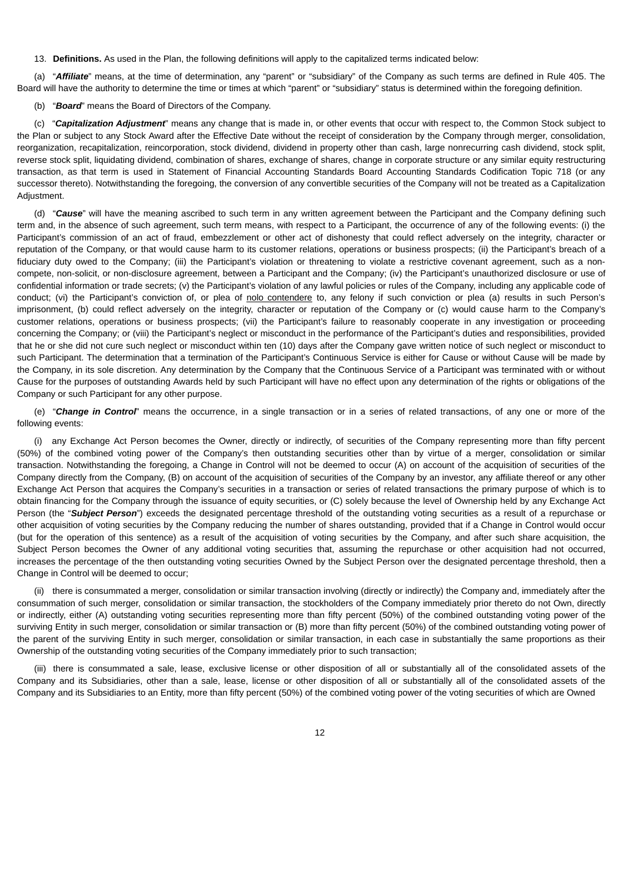13. **Definitions.** As used in the Plan, the following definitions will apply to the capitalized terms indicated below:

(a) "***Affiliate***" means, at the time of determination, any "parent" or "subsidiary" of the Company as such terms are defined in Rule 405. The Board will have the authority to determine the time or times at which "parent" or "subsidiary" status is determined within the foregoing definition.

(b) "***Board***" means the Board of Directors of the Company.

(c) "***Capitalization Adjustment***" means any change that is made in, or other events that occur with respect to, the Common Stock subject to the Plan or subject to any Stock Award after the Effective Date without the receipt of consideration by the Company through merger, consolidation, reorganization, recapitalization, reincorporation, stock dividend, dividend in property other than cash, large nonrecurring cash dividend, stock split, reverse stock split, liquidating dividend, combination of shares, exchange of shares, change in corporate structure or any similar equity restructuring transaction, as that term is used in Statement of Financial Accounting Standards Board Accounting Standards Codification Topic 718 (or any successor thereto). Notwithstanding the foregoing, the conversion of any convertible securities of the Company will not be treated as a Capitalization Adjustment.

(d) "***Cause***" will have the meaning ascribed to such term in any written agreement between the Participant and the Company defining such term and, in the absence of such agreement, such term means, with respect to a Participant, the occurrence of any of the following events: (i) the Participant's commission of an act of fraud, embezzlement or other act of dishonesty that could reflect adversely on the integrity, character or reputation of the Company, or that would cause harm to its customer relations, operations or business prospects; (ii) the Participant's breach of a fiduciary duty owed to the Company; (iii) the Participant's violation or threatening to violate a restrictive covenant agreement, such as a non-compete, non-solicit, or non-disclosure agreement, between a Participant and the Company; (iv) the Participant's unauthorized disclosure or use of confidential information or trade secrets; (v) the Participant's violation of any lawful policies or rules of the Company, including any applicable code of conduct; (vi) the Participant's conviction of, or plea of nolo contendere to, any felony if such conviction or plea (a) results in such Person's imprisonment, (b) could reflect adversely on the integrity, character or reputation of the Company or (c) would cause harm to the Company's customer relations, operations or business prospects; (vii) the Participant's failure to reasonably cooperate in any investigation or proceeding concerning the Company; or (viii) the Participant's neglect or misconduct in the performance of the Participant's duties and responsibilities, provided that he or she did not cure such neglect or misconduct within ten (10) days after the Company gave written notice of such neglect or misconduct to such Participant. The determination that a termination of the Participant's Continuous Service is either for Cause or without Cause will be made by the Company, in its sole discretion. Any determination by the Company that the Continuous Service of a Participant was terminated with or without Cause for the purposes of outstanding Awards held by such Participant will have no effect upon any determination of the rights or obligations of the Company or such Participant for any other purpose.

(e) "***Change in Control***" means the occurrence, in a single transaction or in a series of related transactions, of any one or more of the following events:

(i) any Exchange Act Person becomes the Owner, directly or indirectly, of securities of the Company representing more than fifty percent (50%) of the combined voting power of the Company's then outstanding securities other than by virtue of a merger, consolidation or similar transaction. Notwithstanding the foregoing, a Change in Control will not be deemed to occur (A) on account of the acquisition of securities of the Company directly from the Company, (B) on account of the acquisition of securities of the Company by an investor, any affiliate thereof or any other Exchange Act Person that acquires the Company's securities in a transaction or series of related transactions the primary purpose of which is to obtain financing for the Company through the issuance of equity securities, or (C) solely because the level of Ownership held by any Exchange Act Person (the "***Subject Person***") exceeds the designated percentage threshold of the outstanding voting securities as a result of a repurchase or other acquisition of voting securities by the Company reducing the number of shares outstanding, provided that if a Change in Control would occur (but for the operation of this sentence) as a result of the acquisition of voting securities by the Company, and after such share acquisition, the Subject Person becomes the Owner of any additional voting securities that, assuming the repurchase or other acquisition had not occurred, increases the percentage of the then outstanding voting securities Owned by the Subject Person over the designated percentage threshold, then a Change in Control will be deemed to occur;

(ii) there is consummated a merger, consolidation or similar transaction involving (directly or indirectly) the Company and, immediately after the consummation of such merger, consolidation or similar transaction, the stockholders of the Company immediately prior thereto do not Own, directly or indirectly, either (A) outstanding voting securities representing more than fifty percent (50%) of the combined outstanding voting power of the surviving Entity in such merger, consolidation or similar transaction or (B) more than fifty percent (50%) of the combined outstanding voting power of the parent of the surviving Entity in such merger, consolidation or similar transaction, in each case in substantially the same proportions as their Ownership of the outstanding voting securities of the Company immediately prior to such transaction;

(iii) there is consummated a sale, lease, exclusive license or other disposition of all or substantially all of the consolidated assets of the Company and its Subsidiaries, other than a sale, lease, license or other disposition of all or substantially all of the consolidated assets of the Company and its Subsidiaries to an Entity, more than fifty percent (50%) of the combined voting power of the voting securities of which are Owned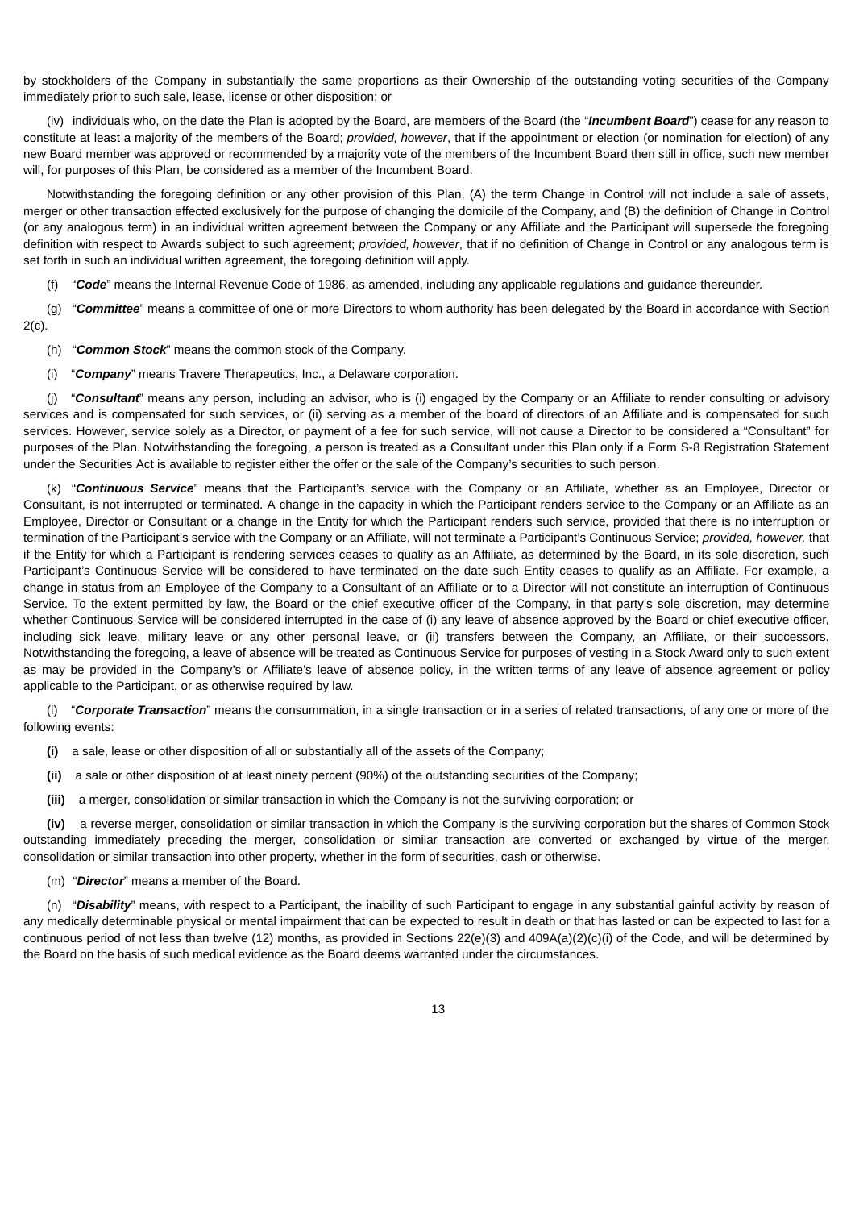by stockholders of the Company in substantially the same proportions as their Ownership of the outstanding voting securities of the Company immediately prior to such sale, lease, license or other disposition; or

(iv) individuals who, on the date the Plan is adopted by the Board, are members of the Board (the "***Incumbent Board***") cease for any reason to constitute at least a majority of the members of the Board; *provided, however*, that if the appointment or election (or nomination for election) of any new Board member was approved or recommended by a majority vote of the members of the Incumbent Board then still in office, such new member will, for purposes of this Plan, be considered as a member of the Incumbent Board.

Notwithstanding the foregoing definition or any other provision of this Plan, (A) the term Change in Control will not include a sale of assets, merger or other transaction effected exclusively for the purpose of changing the domicile of the Company, and (B) the definition of Change in Control (or any analogous term) in an individual written agreement between the Company or any Affiliate and the Participant will supersede the foregoing definition with respect to Awards subject to such agreement; *provided, however*, that if no definition of Change in Control or any analogous term is set forth in such an individual written agreement, the foregoing definition will apply.

(f) "***Code***" means the Internal Revenue Code of 1986, as amended, including any applicable regulations and guidance thereunder.

(g) "***Committee***" means a committee of one or more Directors to whom authority has been delegated by the Board in accordance with Section 2(c).

(h) "***Common Stock***" means the common stock of the Company.

(i) "***Company***" means Travere Therapeutics, Inc., a Delaware corporation.

(j) "***Consultant***" means any person, including an advisor, who is (i) engaged by the Company or an Affiliate to render consulting or advisory services and is compensated for such services, or (ii) serving as a member of the board of directors of an Affiliate and is compensated for such services. However, service solely as a Director, or payment of a fee for such service, will not cause a Director to be considered a "Consultant" for purposes of the Plan. Notwithstanding the foregoing, a person is treated as a Consultant under this Plan only if a Form S-8 Registration Statement under the Securities Act is available to register either the offer or the sale of the Company's securities to such person.

(k) "***Continuous Service***" means that the Participant's service with the Company or an Affiliate, whether as an Employee, Director or Consultant, is not interrupted or terminated. A change in the capacity in which the Participant renders service to the Company or an Affiliate as an Employee, Director or Consultant or a change in the Entity for which the Participant renders such service, provided that there is no interruption or termination of the Participant's service with the Company or an Affiliate, will not terminate a Participant's Continuous Service; *provided, however,* that if the Entity for which a Participant is rendering services ceases to qualify as an Affiliate, as determined by the Board, in its sole discretion, such Participant's Continuous Service will be considered to have terminated on the date such Entity ceases to qualify as an Affiliate. For example, a change in status from an Employee of the Company to a Consultant of an Affiliate or to a Director will not constitute an interruption of Continuous Service. To the extent permitted by law, the Board or the chief executive officer of the Company, in that party's sole discretion, may determine whether Continuous Service will be considered interrupted in the case of (i) any leave of absence approved by the Board or chief executive officer, including sick leave, military leave or any other personal leave, or (ii) transfers between the Company, an Affiliate, or their successors. Notwithstanding the foregoing, a leave of absence will be treated as Continuous Service for purposes of vesting in a Stock Award only to such extent as may be provided in the Company's or Affiliate's leave of absence policy, in the written terms of any leave of absence agreement or policy applicable to the Participant, or as otherwise required by law.

(l) "***Corporate Transaction***" means the consummation, in a single transaction or in a series of related transactions, of any one or more of the following events:

**(i)** a sale, lease or other disposition of all or substantially all of the assets of the Company;

**(ii)** a sale or other disposition of at least ninety percent (90%) of the outstanding securities of the Company;

**(iii)** a merger, consolidation or similar transaction in which the Company is not the surviving corporation; or

**(iv)** a reverse merger, consolidation or similar transaction in which the Company is the surviving corporation but the shares of Common Stock outstanding immediately preceding the merger, consolidation or similar transaction are converted or exchanged by virtue of the merger, consolidation or similar transaction into other property, whether in the form of securities, cash or otherwise.

(m) "***Director***" means a member of the Board.

(n) "***Disability***" means, with respect to a Participant, the inability of such Participant to engage in any substantial gainful activity by reason of any medically determinable physical or mental impairment that can be expected to result in death or that has lasted or can be expected to last for a continuous period of not less than twelve (12) months, as provided in Sections 22(e)(3) and 409A(a)(2)(c)(i) of the Code, and will be determined by the Board on the basis of such medical evidence as the Board deems warranted under the circumstances.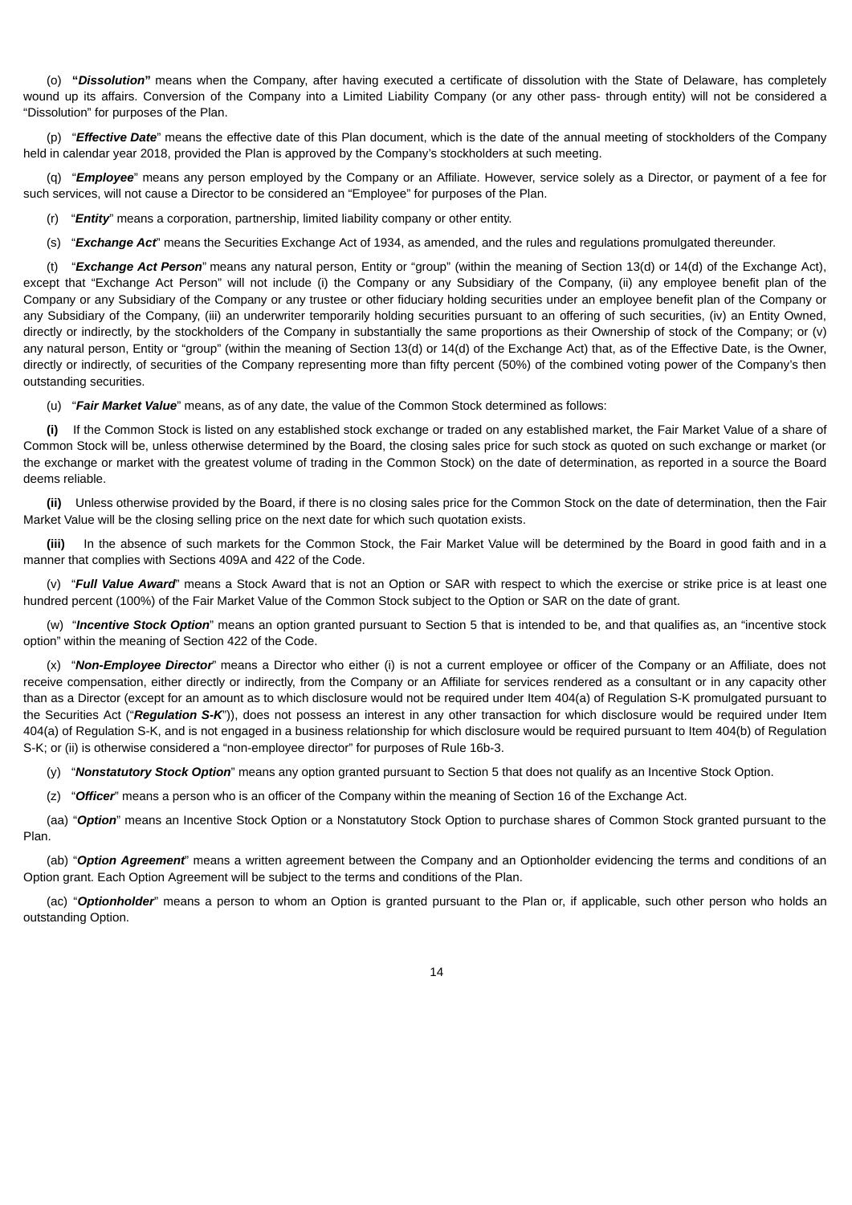(o) "***Dissolution***" means when the Company, after having executed a certificate of dissolution with the State of Delaware, has completely wound up its affairs. Conversion of the Company into a Limited Liability Company (or any other pass- through entity) will not be considered a "Dissolution" for purposes of the Plan.

(p) "***Effective Date***" means the effective date of this Plan document, which is the date of the annual meeting of stockholders of the Company held in calendar year 2018, provided the Plan is approved by the Company's stockholders at such meeting.

(q) "***Employee***" means any person employed by the Company or an Affiliate. However, service solely as a Director, or payment of a fee for such services, will not cause a Director to be considered an "Employee" for purposes of the Plan.

(r) "***Entity***" means a corporation, partnership, limited liability company or other entity.

(s) "***Exchange Act***" means the Securities Exchange Act of 1934, as amended, and the rules and regulations promulgated thereunder.

(t) "***Exchange Act Person***" means any natural person, Entity or "group" (within the meaning of Section 13(d) or 14(d) of the Exchange Act), except that "Exchange Act Person" will not include (i) the Company or any Subsidiary of the Company, (ii) any employee benefit plan of the Company or any Subsidiary of the Company or any trustee or other fiduciary holding securities under an employee benefit plan of the Company or any Subsidiary of the Company, (iii) an underwriter temporarily holding securities pursuant to an offering of such securities, (iv) an Entity Owned, directly or indirectly, by the stockholders of the Company in substantially the same proportions as their Ownership of stock of the Company; or (v) any natural person, Entity or "group" (within the meaning of Section 13(d) or 14(d) of the Exchange Act) that, as of the Effective Date, is the Owner, directly or indirectly, of securities of the Company representing more than fifty percent (50%) of the combined voting power of the Company's then outstanding securities.

(u) "***Fair Market Value***" means, as of any date, the value of the Common Stock determined as follows:

**(i)** If the Common Stock is listed on any established stock exchange or traded on any established market, the Fair Market Value of a share of Common Stock will be, unless otherwise determined by the Board, the closing sales price for such stock as quoted on such exchange or market (or the exchange or market with the greatest volume of trading in the Common Stock) on the date of determination, as reported in a source the Board deems reliable.

**(ii)** Unless otherwise provided by the Board, if there is no closing sales price for the Common Stock on the date of determination, then the Fair Market Value will be the closing selling price on the next date for which such quotation exists.

**(iii)** In the absence of such markets for the Common Stock, the Fair Market Value will be determined by the Board in good faith and in a manner that complies with Sections 409A and 422 of the Code.

(v) "***Full Value Award***" means a Stock Award that is not an Option or SAR with respect to which the exercise or strike price is at least one hundred percent (100%) of the Fair Market Value of the Common Stock subject to the Option or SAR on the date of grant.

(w) "***Incentive Stock Option***" means an option granted pursuant to Section 5 that is intended to be, and that qualifies as, an "incentive stock option" within the meaning of Section 422 of the Code.

(x) "***Non-Employee Director***" means a Director who either (i) is not a current employee or officer of the Company or an Affiliate, does not receive compensation, either directly or indirectly, from the Company or an Affiliate for services rendered as a consultant or in any capacity other than as a Director (except for an amount as to which disclosure would not be required under Item 404(a) of Regulation S-K promulgated pursuant to the Securities Act ("***Regulation S-K***")), does not possess an interest in any other transaction for which disclosure would be required under Item 404(a) of Regulation S-K, and is not engaged in a business relationship for which disclosure would be required pursuant to Item 404(b) of Regulation S-K; or (ii) is otherwise considered a "non-employee director" for purposes of Rule 16b-3.

(y) "***Nonstatutory Stock Option***" means any option granted pursuant to Section 5 that does not qualify as an Incentive Stock Option.

(z) "***Officer***" means a person who is an officer of the Company within the meaning of Section 16 of the Exchange Act.

(aa) "***Option***" means an Incentive Stock Option or a Nonstatutory Stock Option to purchase shares of Common Stock granted pursuant to the Plan.

(ab) "***Option Agreement***" means a written agreement between the Company and an Optionholder evidencing the terms and conditions of an Option grant. Each Option Agreement will be subject to the terms and conditions of the Plan.

(ac) "***Optionholder***" means a person to whom an Option is granted pursuant to the Plan or, if applicable, such other person who holds an outstanding Option.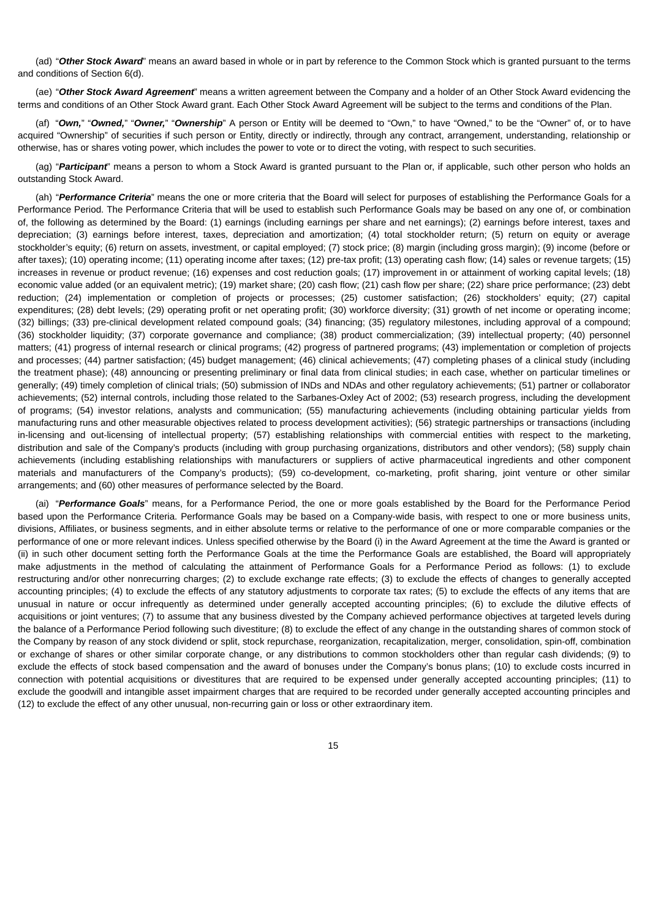(ad) "***Other Stock Award***" means an award based in whole or in part by reference to the Common Stock which is granted pursuant to the terms and conditions of Section 6(d).

(ae) "***Other Stock Award Agreement***" means a written agreement between the Company and a holder of an Other Stock Award evidencing the terms and conditions of an Other Stock Award grant. Each Other Stock Award Agreement will be subject to the terms and conditions of the Plan.

(af) "***Own,***" "***Owned,***" "***Owner,***" "***Ownership***" A person or Entity will be deemed to "Own," to have "Owned," to be the "Owner" of, or to have acquired "Ownership" of securities if such person or Entity, directly or indirectly, through any contract, arrangement, understanding, relationship or otherwise, has or shares voting power, which includes the power to vote or to direct the voting, with respect to such securities.

(ag) "***Participant***" means a person to whom a Stock Award is granted pursuant to the Plan or, if applicable, such other person who holds an outstanding Stock Award.

(ah) "***Performance Criteria***" means the one or more criteria that the Board will select for purposes of establishing the Performance Goals for a Performance Period. The Performance Criteria that will be used to establish such Performance Goals may be based on any one of, or combination of, the following as determined by the Board: (1) earnings (including earnings per share and net earnings); (2) earnings before interest, taxes and depreciation; (3) earnings before interest, taxes, depreciation and amortization; (4) total stockholder return; (5) return on equity or average stockholder's equity; (6) return on assets, investment, or capital employed; (7) stock price; (8) margin (including gross margin); (9) income (before or after taxes); (10) operating income; (11) operating income after taxes; (12) pre-tax profit; (13) operating cash flow; (14) sales or revenue targets; (15) increases in revenue or product revenue; (16) expenses and cost reduction goals; (17) improvement in or attainment of working capital levels; (18) economic value added (or an equivalent metric); (19) market share; (20) cash flow; (21) cash flow per share; (22) share price performance; (23) debt reduction; (24) implementation or completion of projects or processes; (25) customer satisfaction; (26) stockholders' equity; (27) capital expenditures; (28) debt levels; (29) operating profit or net operating profit; (30) workforce diversity; (31) growth of net income or operating income; (32) billings; (33) pre-clinical development related compound goals; (34) financing; (35) regulatory milestones, including approval of a compound; (36) stockholder liquidity; (37) corporate governance and compliance; (38) product commercialization; (39) intellectual property; (40) personnel matters; (41) progress of internal research or clinical programs; (42) progress of partnered programs; (43) implementation or completion of projects and processes; (44) partner satisfaction; (45) budget management; (46) clinical achievements; (47) completing phases of a clinical study (including the treatment phase); (48) announcing or presenting preliminary or final data from clinical studies; in each case, whether on particular timelines or generally; (49) timely completion of clinical trials; (50) submission of INDs and NDAs and other regulatory achievements; (51) partner or collaborator achievements; (52) internal controls, including those related to the Sarbanes-Oxley Act of 2002; (53) research progress, including the development of programs; (54) investor relations, analysts and communication; (55) manufacturing achievements (including obtaining particular yields from manufacturing runs and other measurable objectives related to process development activities); (56) strategic partnerships or transactions (including in-licensing and out-licensing of intellectual property; (57) establishing relationships with commercial entities with respect to the marketing, distribution and sale of the Company's products (including with group purchasing organizations, distributors and other vendors); (58) supply chain achievements (including establishing relationships with manufacturers or suppliers of active pharmaceutical ingredients and other component materials and manufacturers of the Company's products); (59) co-development, co-marketing, profit sharing, joint venture or other similar arrangements; and (60) other measures of performance selected by the Board.

(ai) "***Performance Goals***" means, for a Performance Period, the one or more goals established by the Board for the Performance Period based upon the Performance Criteria. Performance Goals may be based on a Company-wide basis, with respect to one or more business units, divisions, Affiliates, or business segments, and in either absolute terms or relative to the performance of one or more comparable companies or the performance of one or more relevant indices. Unless specified otherwise by the Board (i) in the Award Agreement at the time the Award is granted or (ii) in such other document setting forth the Performance Goals at the time the Performance Goals are established, the Board will appropriately make adjustments in the method of calculating the attainment of Performance Goals for a Performance Period as follows: (1) to exclude restructuring and/or other nonrecurring charges; (2) to exclude exchange rate effects; (3) to exclude the effects of changes to generally accepted accounting principles; (4) to exclude the effects of any statutory adjustments to corporate tax rates; (5) to exclude the effects of any items that are unusual in nature or occur infrequently as determined under generally accepted accounting principles; (6) to exclude the dilutive effects of acquisitions or joint ventures; (7) to assume that any business divested by the Company achieved performance objectives at targeted levels during the balance of a Performance Period following such divestiture; (8) to exclude the effect of any change in the outstanding shares of common stock of the Company by reason of any stock dividend or split, stock repurchase, reorganization, recapitalization, merger, consolidation, spin-off, combination or exchange of shares or other similar corporate change, or any distributions to common stockholders other than regular cash dividends; (9) to exclude the effects of stock based compensation and the award of bonuses under the Company's bonus plans; (10) to exclude costs incurred in connection with potential acquisitions or divestitures that are required to be expensed under generally accepted accounting principles; (11) to exclude the goodwill and intangible asset impairment charges that are required to be recorded under generally accepted accounting principles and (12) to exclude the effect of any other unusual, non-recurring gain or loss or other extraordinary item.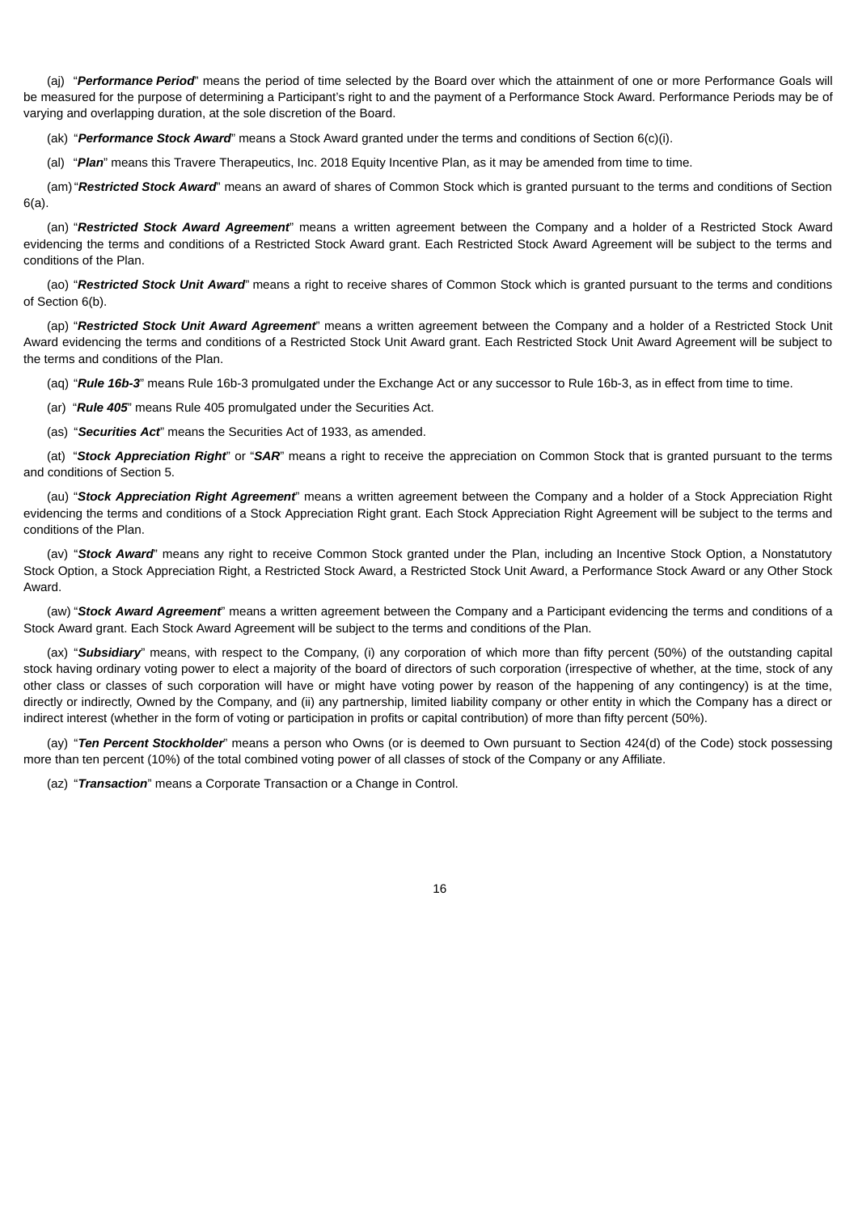(aj) "***Performance Period***" means the period of time selected by the Board over which the attainment of one or more Performance Goals will be measured for the purpose of determining a Participant's right to and the payment of a Performance Stock Award. Performance Periods may be of varying and overlapping duration, at the sole discretion of the Board.

(ak) "***Performance Stock Award***" means a Stock Award granted under the terms and conditions of Section 6(c)(i).

(al) "***Plan***" means this Travere Therapeutics, Inc. 2018 Equity Incentive Plan, as it may be amended from time to time.

(am) "***Restricted Stock Award***" means an award of shares of Common Stock which is granted pursuant to the terms and conditions of Section 6(a).

(an) "***Restricted Stock Award Agreement***" means a written agreement between the Company and a holder of a Restricted Stock Award evidencing the terms and conditions of a Restricted Stock Award grant. Each Restricted Stock Award Agreement will be subject to the terms and conditions of the Plan.

(ao) "***Restricted Stock Unit Award***" means a right to receive shares of Common Stock which is granted pursuant to the terms and conditions of Section 6(b).

(ap) "***Restricted Stock Unit Award Agreement***" means a written agreement between the Company and a holder of a Restricted Stock Unit Award evidencing the terms and conditions of a Restricted Stock Unit Award grant. Each Restricted Stock Unit Award Agreement will be subject to the terms and conditions of the Plan.

(aq) "***Rule 16b-3***" means Rule 16b-3 promulgated under the Exchange Act or any successor to Rule 16b-3, as in effect from time to time.

(ar) "***Rule 405***" means Rule 405 promulgated under the Securities Act.

(as) "***Securities Act***" means the Securities Act of 1933, as amended.

(at) "***Stock Appreciation Right***" or "***SAR***" means a right to receive the appreciation on Common Stock that is granted pursuant to the terms and conditions of Section 5.

(au) "***Stock Appreciation Right Agreement***" means a written agreement between the Company and a holder of a Stock Appreciation Right evidencing the terms and conditions of a Stock Appreciation Right grant. Each Stock Appreciation Right Agreement will be subject to the terms and conditions of the Plan.

(av) "***Stock Award***" means any right to receive Common Stock granted under the Plan, including an Incentive Stock Option, a Nonstatutory Stock Option, a Stock Appreciation Right, a Restricted Stock Award, a Restricted Stock Unit Award, a Performance Stock Award or any Other Stock Award.

(aw) "***Stock Award Agreement***" means a written agreement between the Company and a Participant evidencing the terms and conditions of a Stock Award grant. Each Stock Award Agreement will be subject to the terms and conditions of the Plan.

(ax) "***Subsidiary***" means, with respect to the Company, (i) any corporation of which more than fifty percent (50%) of the outstanding capital stock having ordinary voting power to elect a majority of the board of directors of such corporation (irrespective of whether, at the time, stock of any other class or classes of such corporation will have or might have voting power by reason of the happening of any contingency) is at the time, directly or indirectly, Owned by the Company, and (ii) any partnership, limited liability company or other entity in which the Company has a direct or indirect interest (whether in the form of voting or participation in profits or capital contribution) of more than fifty percent (50%).

(ay) "***Ten Percent Stockholder***" means a person who Owns (or is deemed to Own pursuant to Section 424(d) of the Code) stock possessing more than ten percent (10%) of the total combined voting power of all classes of stock of the Company or any Affiliate.

(az) "***Transaction***" means a Corporate Transaction or a Change in Control.